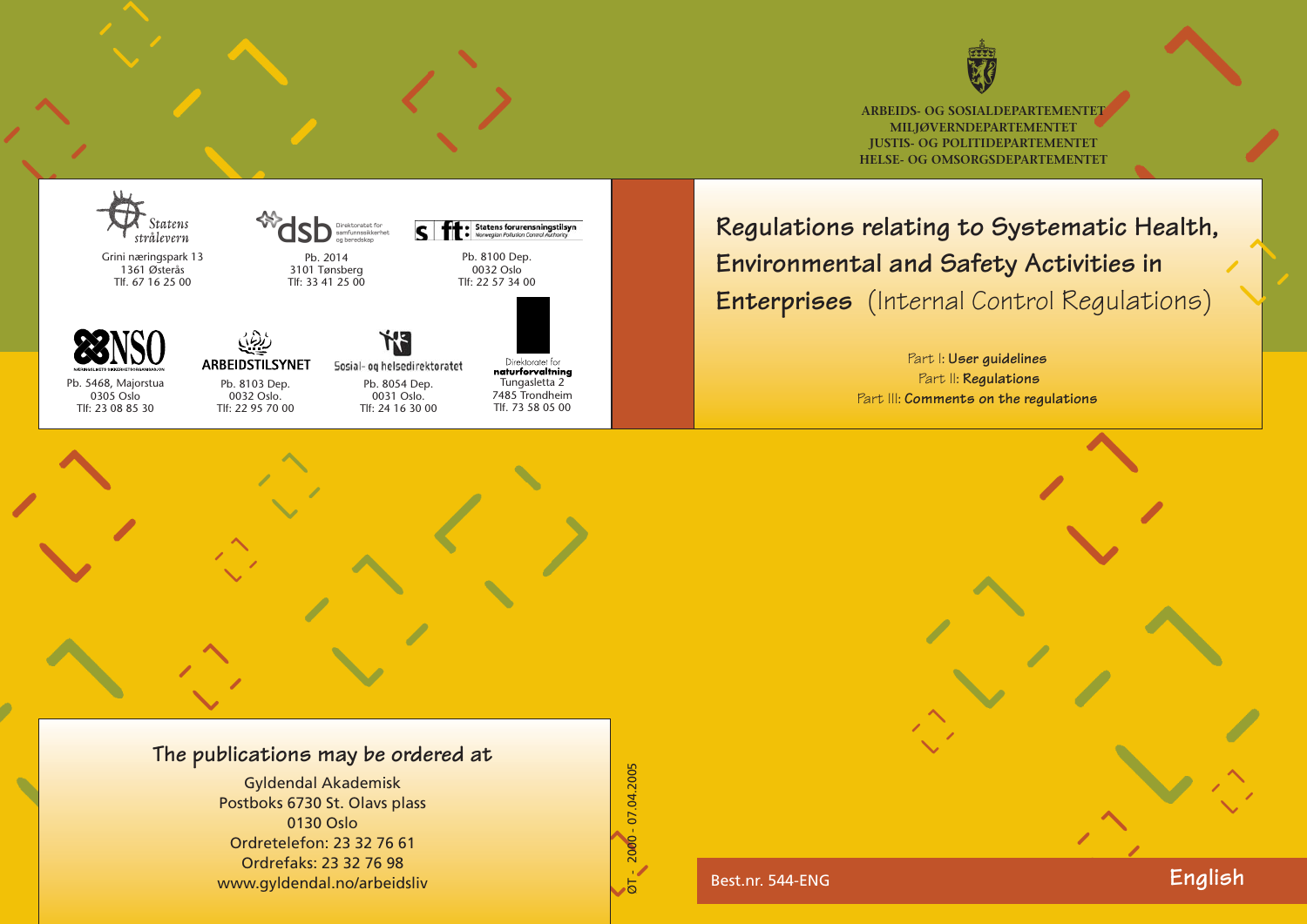ARBEIDS- OG SOSIALDEPARTEMENTET
MILJØVERNDEPARTEMENTET
JUSTIS- OG POLITIDEPARTEMENTET
HELSE- OG OMSORGSDEPARTEMENTET

# Regulations relating to Systematic Health, Environmental and Safety Activities in Enterprises (Internal Control Regulations)

Part I: **User guidelines**
Part II: **Regulations**
Part III: **Comments on the regulations**

Statens strålevern
Grini næringspark 13
1361 Østerås
Tlf. 67 16 25 00

dsb Direktoratet for samfunnssikkerhet og beredskap
Pb. 2014
3101 Tønsberg
Tlf: 33 41 25 00

sft: Statens forurensningstilsyn
Norwegian Pollution Control Authority
Pb. 8100 Dep.
0032 Oslo
Tlf: 22 57 34 00

NSO
Pb. 5468, Majorstua
0305 Oslo
Tlf: 23 08 85 30

ARBEIDSTILSYNET
Pb. 8103 Dep.
0032 Oslo.
Tlf: 22 95 70 00

Sosial- og helsedirektoratet
Pb. 8054 Dep.
0031 Oslo.
Tlf: 24 16 30 00

Direktoratet for naturforvaltning
Tungasletta 2
7485 Trondheim
Tlf. 73 58 05 00

## The publications may be ordered at

Gyldendal Akademisk
Postboks 6730 St. Olavs plass
0130 Oslo
Ordretelefon: 23 32 76 61
Ordrefaks: 23 32 76 98
www.gyldendal.no/arbeidsliv

ØT - 2000 - 07.04.2005

Best.nr. 544-ENG

**English**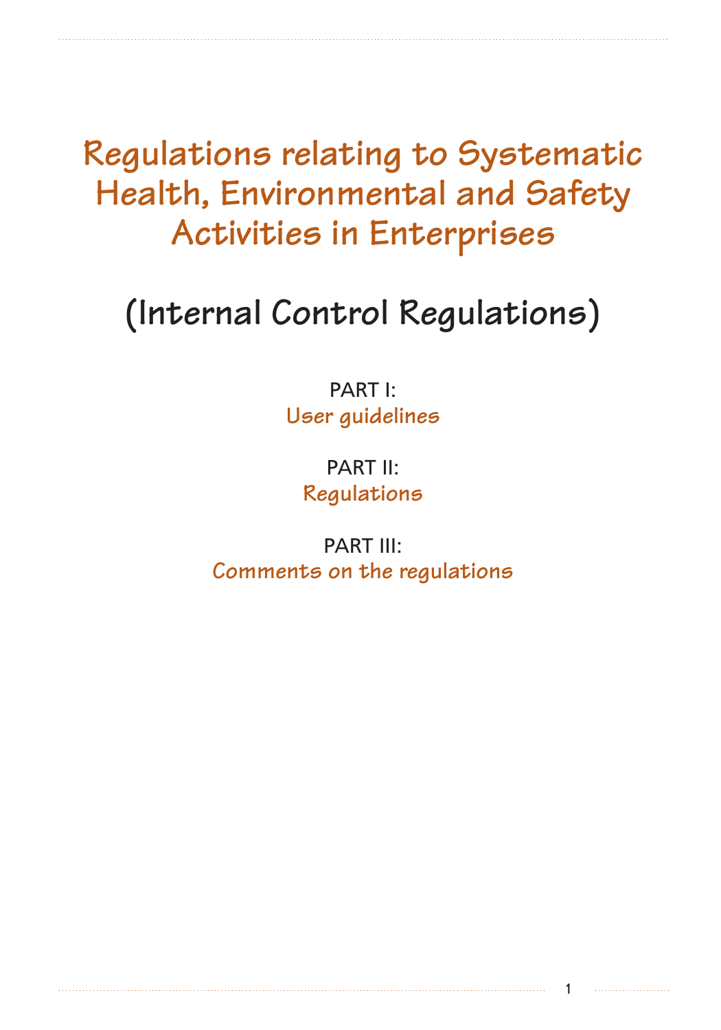# Regulations relating to Systematic Health, Environmental and Safety Activities in Enterprises

## (Internal Control Regulations)

PART I:
**User guidelines**

PART II:
**Regulations**

PART III:
**Comments on the regulations**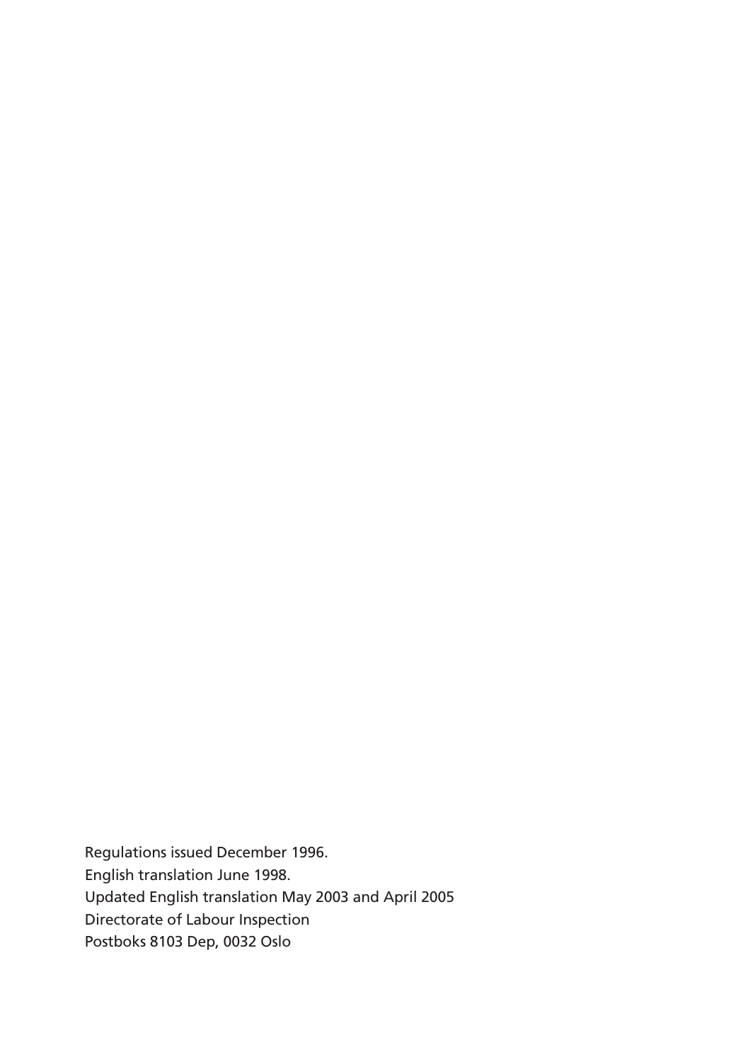Regulations issued December 1996.
English translation June 1998.
Updated English translation May 2003 and April 2005
Directorate of Labour Inspection
Postboks 8103 Dep, 0032 Oslo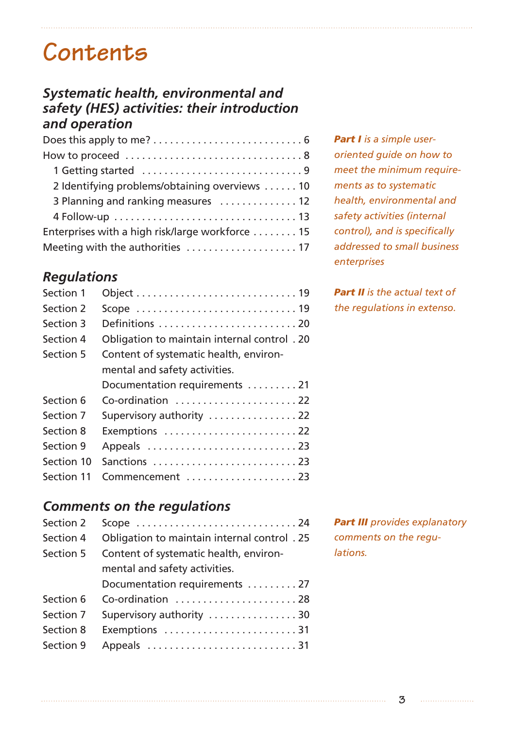# Contents

## *Systematic health, environmental and safety (HES) activities: their introduction and operation*

Does this apply to me? . . . . . . . . . . . . . . . . . . . . . . . . . . . 6
How to proceed . . . . . . . . . . . . . . . . . . . . . . . . . . . . . . . 8
- 1 Getting started . . . . . . . . . . . . . . . . . . . . . . . . . . . . 9
- 2 Identifying problems/obtaining overviews . . . . . . 10
- 3 Planning and ranking measures . . . . . . . . . . . . . . 12
- 4 Follow-up . . . . . . . . . . . . . . . . . . . . . . . . . . . . . . . . 13

Enterprises with a high risk/large workforce . . . . . . . . 15
Meeting with the authorities . . . . . . . . . . . . . . . . . . . . 17

***Part I*** *is a simple user-oriented guide on how to meet the minimum requirements as to systematic health, environmental and safety activities (internal control), and is specifically addressed to small business enterprises*

## *Regulations*

| | | |
|---|---|---|
| Section 1 | Object | 19 |
| Section 2 | Scope | 19 |
| Section 3 | Definitions | 20 |
| Section 4 | Obligation to maintain internal control | 20 |
| Section 5 | Content of systematic health, environmental and safety activities. Documentation requirements | 21 |
| Section 6 | Co-ordination | 22 |
| Section 7 | Supervisory authority | 22 |
| Section 8 | Exemptions | 22 |
| Section 9 | Appeals | 23 |
| Section 10 | Sanctions | 23 |
| Section 11 | Commencement | 23 |

***Part II*** *is the actual text of the regulations in extenso.*

## *Comments on the regulations*

| | | |
|---|---|---|
| Section 2 | Scope | 24 |
| Section 4 | Obligation to maintain internal control | 25 |
| Section 5 | Content of systematic health, environmental and safety activities. Documentation requirements | 27 |
| Section 6 | Co-ordination | 28 |
| Section 7 | Supervisory authority | 30 |
| Section 8 | Exemptions | 31 |
| Section 9 | Appeals | 31 |

***Part III*** *provides explanatory comments on the regulations.*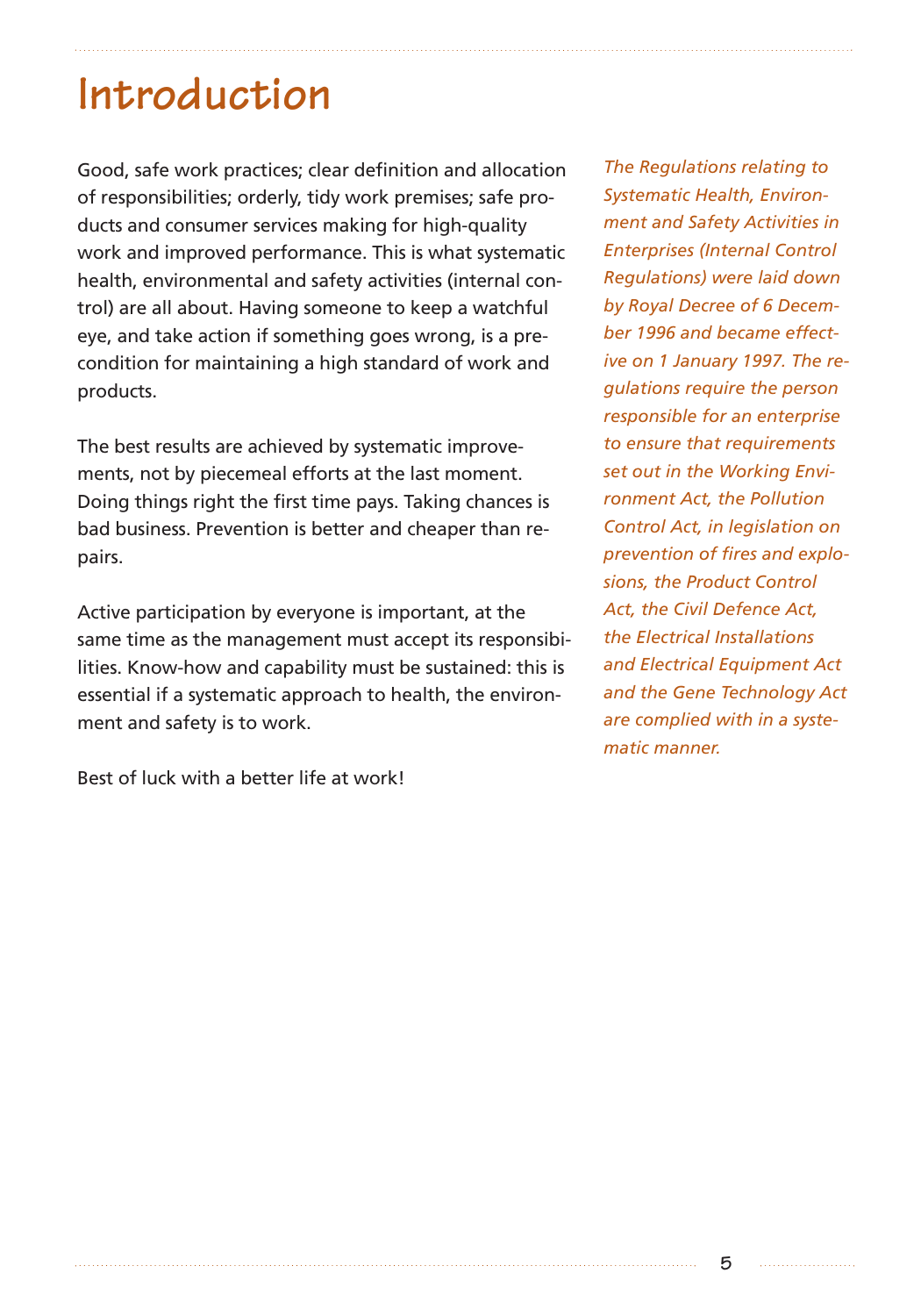# Introduction

Good, safe work practices; clear definition and allocation of responsibilities; orderly, tidy work premises; safe products and consumer services making for high-quality work and improved performance. This is what systematic health, environmental and safety activities (internal control) are all about. Having someone to keep a watchful eye, and take action if something goes wrong, is a precondition for maintaining a high standard of work and products.

The best results are achieved by systematic improvements, not by piecemeal efforts at the last moment. Doing things right the first time pays. Taking chances is bad business. Prevention is better and cheaper than repairs.

Active participation by everyone is important, at the same time as the management must accept its responsibilities. Know-how and capability must be sustained: this is essential if a systematic approach to health, the environment and safety is to work.

Best of luck with a better life at work!

*The Regulations relating to Systematic Health, Environment and Safety Activities in Enterprises (Internal Control Regulations) were laid down by Royal Decree of 6 December 1996 and became effective on 1 January 1997. The regulations require the person responsible for an enterprise to ensure that requirements set out in the Working Environment Act, the Pollution Control Act, in legislation on prevention of fires and explosions, the Product Control Act, the Civil Defence Act, the Electrical Installations and Electrical Equipment Act and the Gene Technology Act are complied with in a systematic manner.*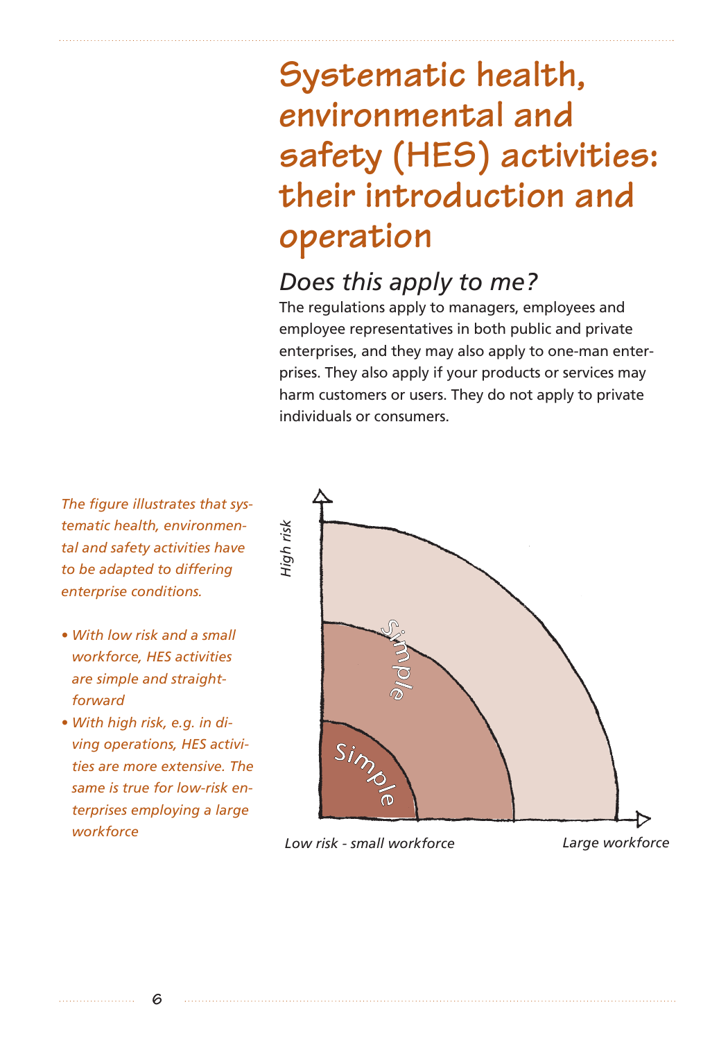# Systematic health, environmental and safety (HES) activities: their introduction and operation

## Does this apply to me?

The regulations apply to managers, employees and employee representatives in both public and private enterprises, and they may also apply to one-man enterprises. They also apply if your products or services may harm customers or users. They do not apply to private individuals or consumers.

*The figure illustrates that systematic health, environmental and safety activities have to be adapted to differing enterprise conditions.*

- *With low risk and a small workforce, HES activities are simple and straightforward*
- *With high risk, e.g. in diving operations, HES activities are more extensive. The same is true for low-risk enterprises employing a large workforce*

*High risk*

Simple

Simple

*Low risk - small workforce*

*Large workforce*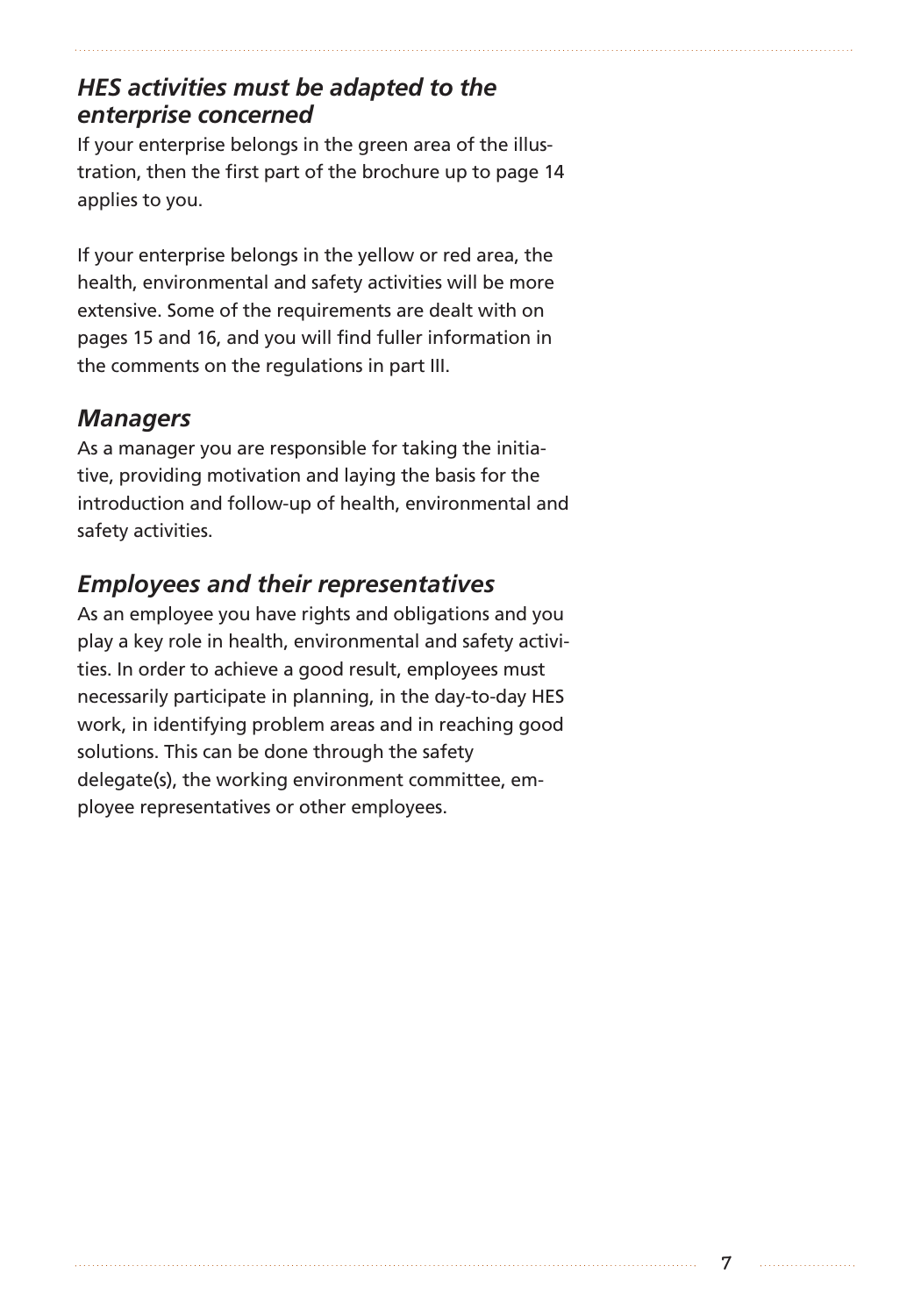## *HES activities must be adapted to the enterprise concerned*

If your enterprise belongs in the green area of the illustration, then the first part of the brochure up to page 14 applies to you.

If your enterprise belongs in the yellow or red area, the health, environmental and safety activities will be more extensive. Some of the requirements are dealt with on pages 15 and 16, and you will find fuller information in the comments on the regulations in part III.

## *Managers*

As a manager you are responsible for taking the initiative, providing motivation and laying the basis for the introduction and follow-up of health, environmental and safety activities.

## *Employees and their representatives*

As an employee you have rights and obligations and you play a key role in health, environmental and safety activities. In order to achieve a good result, employees must necessarily participate in planning, in the day-to-day HES work, in identifying problem areas and in reaching good solutions. This can be done through the safety delegate(s), the working environment committee, employee representatives or other employees.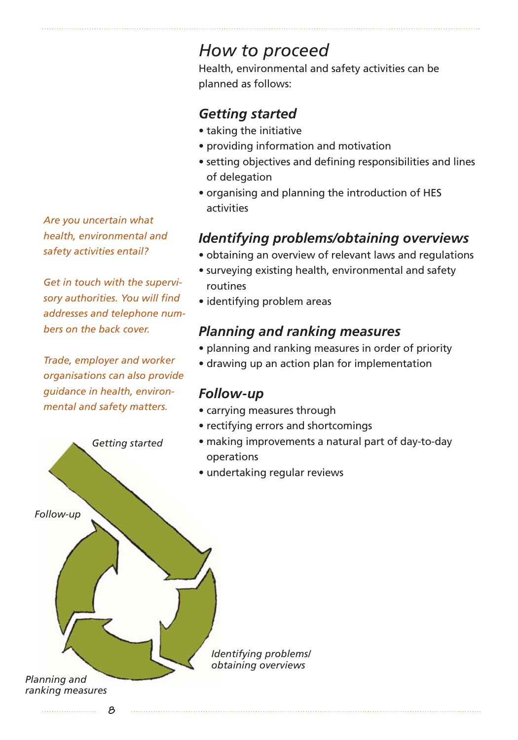# *How to proceed*

Health, environmental and safety activities can be planned as follows:

## *Getting started*

- taking the initiative
- providing information and motivation
- setting objectives and defining responsibilities and lines of delegation
- organising and planning the introduction of HES activities

## *Identifying problems/obtaining overviews*

- obtaining an overview of relevant laws and regulations
- surveying existing health, environmental and safety routines
- identifying problem areas

## *Planning and ranking measures*

- planning and ranking measures in order of priority
- drawing up an action plan for implementation

## *Follow-up*

- carrying measures through
- rectifying errors and shortcomings
- making improvements a natural part of day-to-day operations
- undertaking regular reviews

*Are you uncertain what health, environmental and safety activities entail?*

*Get in touch with the supervisory authorities. You will find addresses and telephone numbers on the back cover.*

*Trade, employer and worker organisations can also provide guidance in health, environmental and safety matters.*

*Getting started*

*Follow-up*

*Identifying problems/ obtaining overviews*

*Planning and ranking measures*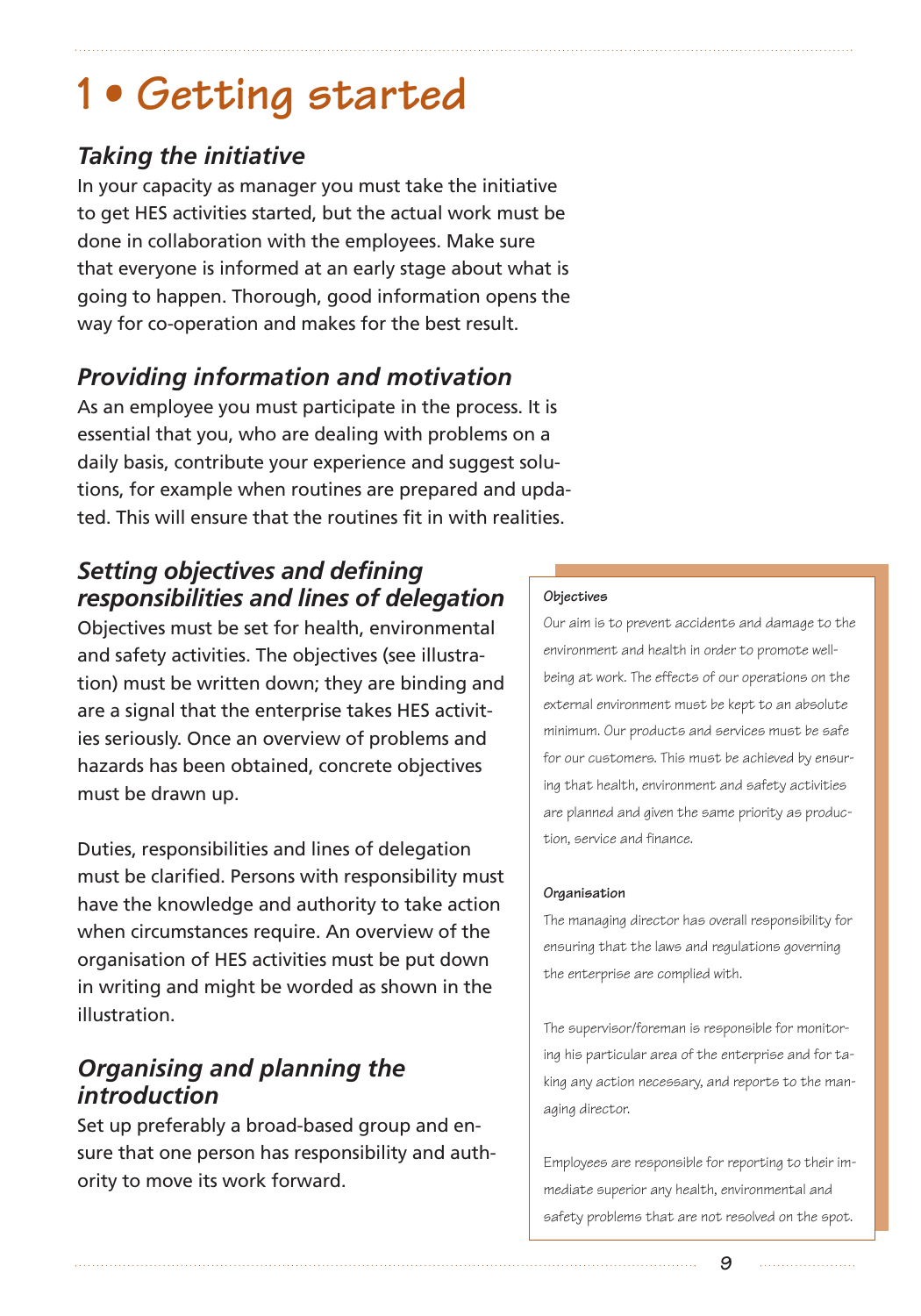# 1 • Getting started

### *Taking the initiative*

In your capacity as manager you must take the initiative to get HES activities started, but the actual work must be done in collaboration with the employees. Make sure that everyone is informed at an early stage about what is going to happen. Thorough, good information opens the way for co-operation and makes for the best result.

### *Providing information and motivation*

As an employee you must participate in the process. It is essential that you, who are dealing with problems on a daily basis, contribute your experience and suggest solutions, for example when routines are prepared and updated. This will ensure that the routines fit in with realities.

### *Setting objectives and defining responsibilities and lines of delegation*

Objectives must be set for health, environmental and safety activities. The objectives (see illustration) must be written down; they are binding and are a signal that the enterprise takes HES activities seriously. Once an overview of problems and hazards has been obtained, concrete objectives must be drawn up.

Duties, responsibilities and lines of delegation must be clarified. Persons with responsibility must have the knowledge and authority to take action when circumstances require. An overview of the organisation of HES activities must be put down in writing and might be worded as shown in the illustration.

### *Organising and planning the introduction*

Set up preferably a broad-based group and ensure that one person has responsibility and authority to move its work forward.

**Objectives**

Our aim is to prevent accidents and damage to the environment and health in order to promote well-being at work. The effects of our operations on the external environment must be kept to an absolute minimum. Our products and services must be safe for our customers. This must be achieved by ensuring that health, environment and safety activities are planned and given the same priority as production, service and finance.

**Organisation**

The managing director has overall responsibility for ensuring that the laws and regulations governing the enterprise are complied with.

The supervisor/foreman is responsible for monitoring his particular area of the enterprise and for taking any action necessary, and reports to the managing director.

Employees are responsible for reporting to their immediate superior any health, environmental and safety problems that are not resolved on the spot.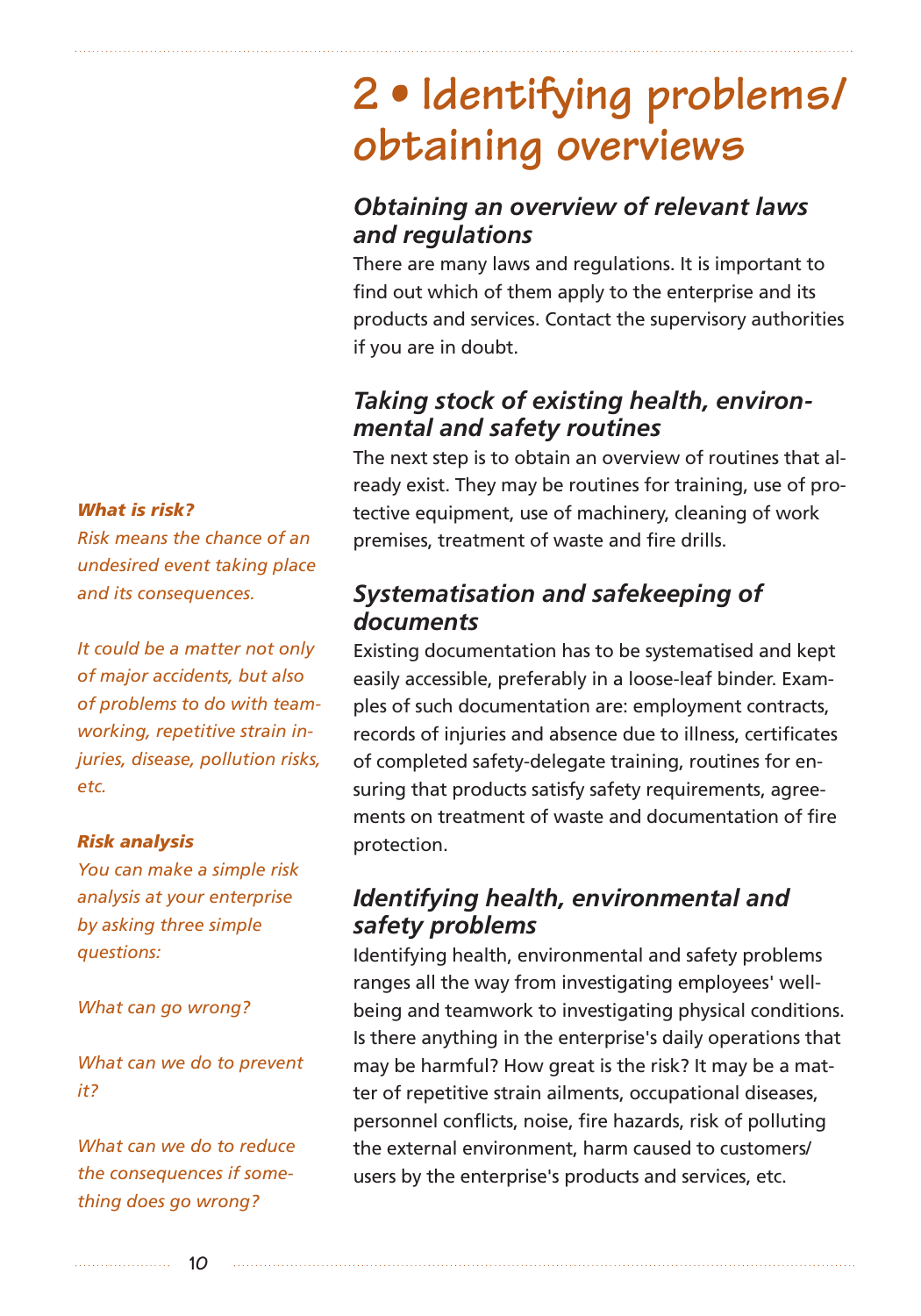# 2 • Identifying problems/ obtaining overviews

## *Obtaining an overview of relevant laws and regulations*

There are many laws and regulations. It is important to find out which of them apply to the enterprise and its products and services. Contact the supervisory authorities if you are in doubt.

## *Taking stock of existing health, environmental and safety routines*

The next step is to obtain an overview of routines that already exist. They may be routines for training, use of protective equipment, use of machinery, cleaning of work premises, treatment of waste and fire drills.

## *Systematisation and safekeeping of documents*

Existing documentation has to be systematised and kept easily accessible, preferably in a loose-leaf binder. Examples of such documentation are: employment contracts, records of injuries and absence due to illness, certificates of completed safety-delegate training, routines for ensuring that products satisfy safety requirements, agreements on treatment of waste and documentation of fire protection.

## *Identifying health, environmental and safety problems*

Identifying health, environmental and safety problems ranges all the way from investigating employees' well-being and teamwork to investigating physical conditions. Is there anything in the enterprise's daily operations that may be harmful? How great is the risk? It may be a matter of repetitive strain ailments, occupational diseases, personnel conflicts, noise, fire hazards, risk of polluting the external environment, harm caused to customers/ users by the enterprise's products and services, etc.

***What is risk?***

*Risk means the chance of an undesired event taking place and its consequences.*

*It could be a matter not only of major accidents, but also of problems to do with teamworking, repetitive strain injuries, disease, pollution risks, etc.*

***Risk analysis***

*You can make a simple risk analysis at your enterprise by asking three simple questions:*

*What can go wrong?*

*What can we do to prevent it?*

*What can we do to reduce the consequences if something does go wrong?*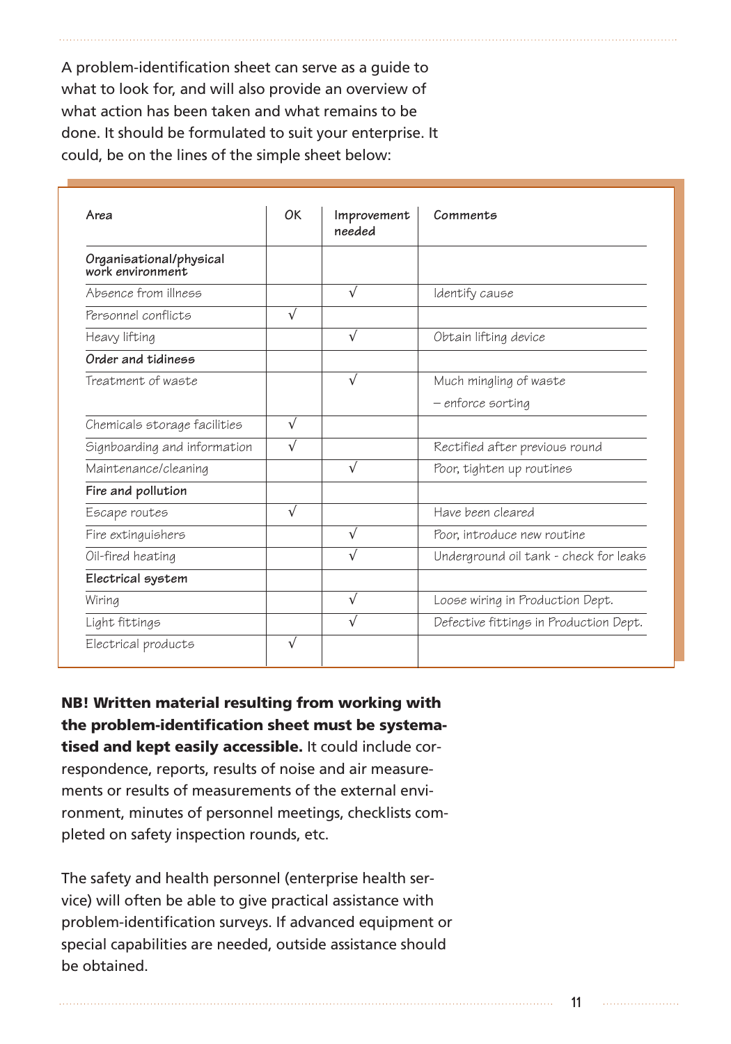A problem-identification sheet can serve as a guide to what to look for, and will also provide an overview of what action has been taken and what remains to be done. It should be formulated to suit your enterprise. It could, be on the lines of the simple sheet below:

| Area | OK | Improvement needed | Comments |
|---|---|---|---|
| **Organisational/physical work environment** | | | |
| Absence from illness | | √ | Identify cause |
| Personnel conflicts | √ | | |
| Heavy lifting | | √ | Obtain lifting device |
| **Order and tidiness** | | | |
| Treatment of waste | | √ | Much mingling of waste – enforce sorting |
| Chemicals storage facilities | √ | | |
| Signboarding and information | √ | | Rectified after previous round |
| Maintenance/cleaning | | √ | Poor, tighten up routines |
| **Fire and pollution** | | | |
| Escape routes | √ | | Have been cleared |
| Fire extinguishers | | √ | Poor, introduce new routine |
| Oil-fired heating | | √ | Underground oil tank - check for leaks |
| **Electrical system** | | | |
| Wiring | | √ | Loose wiring in Production Dept. |
| Light fittings | | √ | Defective fittings in Production Dept. |
| Electrical products | √ | | |

**NB! Written material resulting from working with the problem-identification sheet must be systematised and kept easily accessible.** It could include correspondence, reports, results of noise and air measurements or results of measurements of the external environment, minutes of personnel meetings, checklists completed on safety inspection rounds, etc.

The safety and health personnel (enterprise health service) will often be able to give practical assistance with problem-identification surveys. If advanced equipment or special capabilities are needed, outside assistance should be obtained.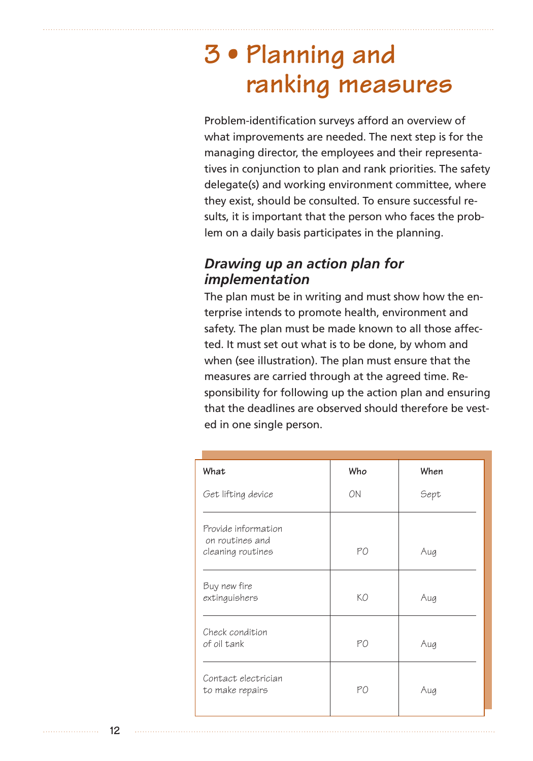# 3 • Planning and ranking measures

Problem-identification surveys afford an overview of what improvements are needed. The next step is for the managing director, the employees and their representatives in conjunction to plan and rank priorities. The safety delegate(s) and working environment committee, where they exist, should be consulted. To ensure successful results, it is important that the person who faces the problem on a daily basis participates in the planning.

## *Drawing up an action plan for implementation*

The plan must be in writing and must show how the enterprise intends to promote health, environment and safety. The plan must be made known to all those affected. It must set out what is to be done, by whom and when (see illustration). The plan must ensure that the measures are carried through at the agreed time. Responsibility for following up the action plan and ensuring that the deadlines are observed should therefore be vested in one single person.

| What | Who | When |
|---|---|---|
| Get lifting device | ON | Sept |
| Provide information on routines and cleaning routines | PO | Aug |
| Buy new fire extinguishers | KO | Aug |
| Check condition of oil tank | PO | Aug |
| Contact electrician to make repairs | PO | Aug |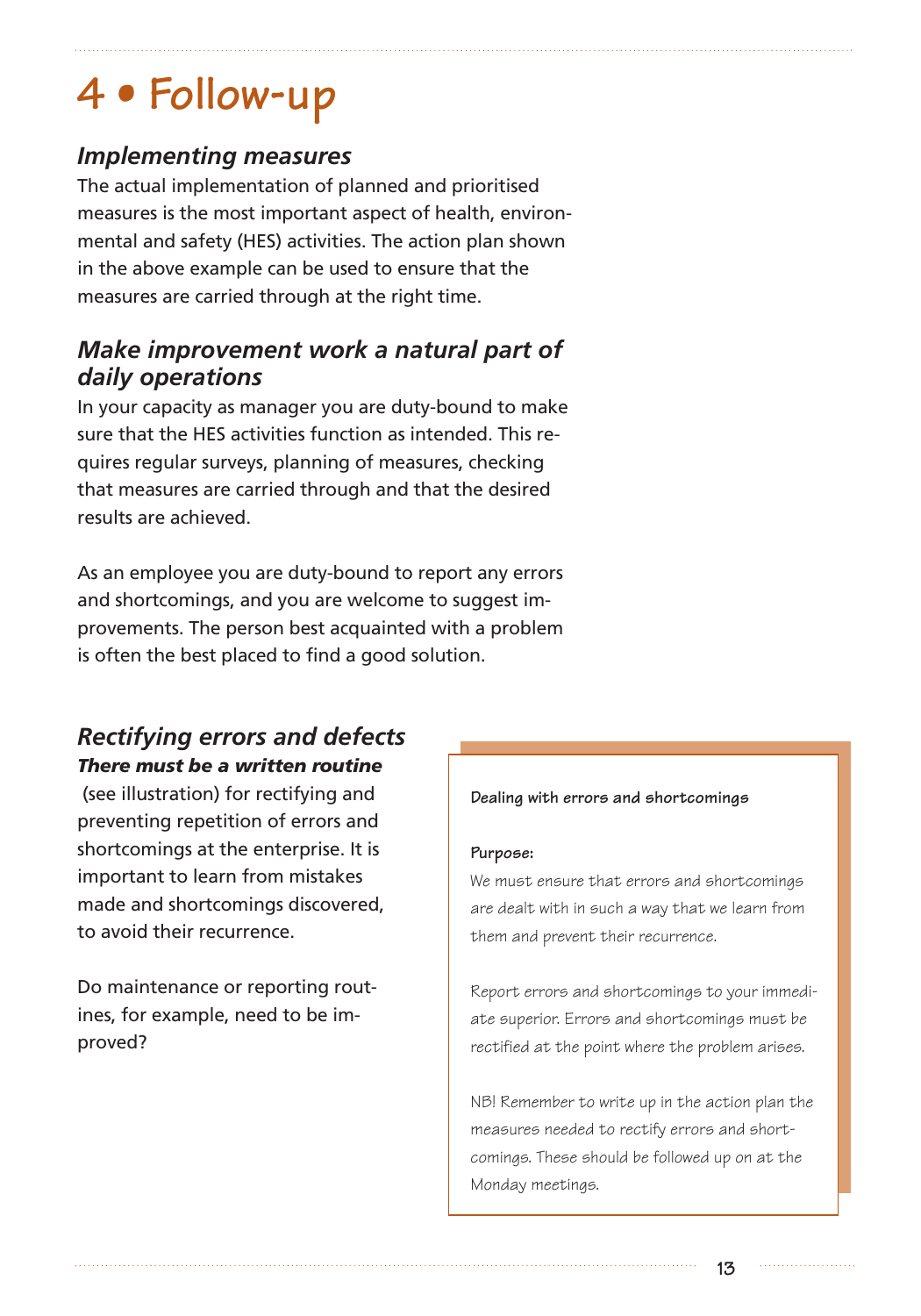# 4 • Follow-up

## *Implementing measures*

The actual implementation of planned and prioritised measures is the most important aspect of health, environmental and safety (HES) activities. The action plan shown in the above example can be used to ensure that the measures are carried through at the right time.

## *Make improvement work a natural part of daily operations*

In your capacity as manager you are duty-bound to make sure that the HES activities function as intended. This requires regular surveys, planning of measures, checking that measures are carried through and that the desired results are achieved.

As an employee you are duty-bound to report any errors and shortcomings, and you are welcome to suggest improvements. The person best acquainted with a problem is often the best placed to find a good solution.

## *Rectifying errors and defects*

***There must be a written routine*** (see illustration) for rectifying and preventing repetition of errors and shortcomings at the enterprise. It is important to learn from mistakes made and shortcomings discovered, to avoid their recurrence.

Do maintenance or reporting routines, for example, need to be improved?

> **Dealing with errors and shortcomings**
>
> **Purpose:**
> We must ensure that errors and shortcomings are dealt with in such a way that we learn from them and prevent their recurrence.
>
> Report errors and shortcomings to your immediate superior. Errors and shortcomings must be rectified at the point where the problem arises.
>
> NB! Remember to write up in the action plan the measures needed to rectify errors and shortcomings. These should be followed up on at the Monday meetings.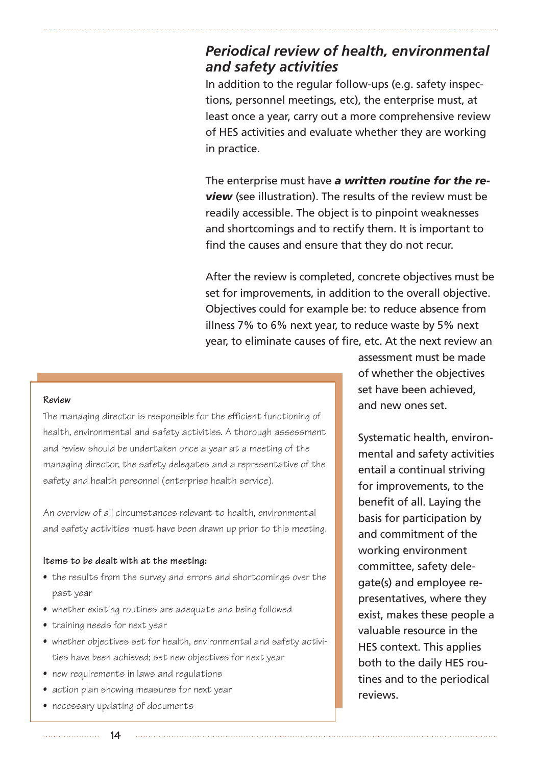## *Periodical review of health, environmental and safety activities*

In addition to the regular follow-ups (e.g. safety inspections, personnel meetings, etc), the enterprise must, at least once a year, carry out a more comprehensive review of HES activities and evaluate whether they are working in practice.

The enterprise must have ***a written routine for the review*** (see illustration). The results of the review must be readily accessible. The object is to pinpoint weaknesses and shortcomings and to rectify them. It is important to find the causes and ensure that they do not recur.

After the review is completed, concrete objectives must be set for improvements, in addition to the overall objective. Objectives could for example be: to reduce absence from illness 7% to 6% next year, to reduce waste by 5% next year, to eliminate causes of fire, etc. At the next review an assessment must be made of whether the objectives set have been achieved, and new ones set.

Systematic health, environmental and safety activities entail a continual striving for improvements, to the benefit of all. Laying the basis for participation by and commitment of the working environment committee, safety delegate(s) and employee representatives, where they exist, makes these people a valuable resource in the HES context. This applies both to the daily HES routines and to the periodical reviews.

**Review**

The managing director is responsible for the efficient functioning of health, environmental and safety activities. A thorough assessment and review should be undertaken once a year at a meeting of the managing director, the safety delegates and a representative of the safety and health personnel (enterprise health service).

An overview of all circumstances relevant to health, environmental and safety activities must have been drawn up prior to this meeting.

**Items to be dealt with at the meeting:**

- the results from the survey and errors and shortcomings over the past year
- whether existing routines are adequate and being followed
- training needs for next year
- whether objectives set for health, environmental and safety activities have been achieved; set new objectives for next year
- new requirements in laws and regulations
- action plan showing measures for next year
- necessary updating of documents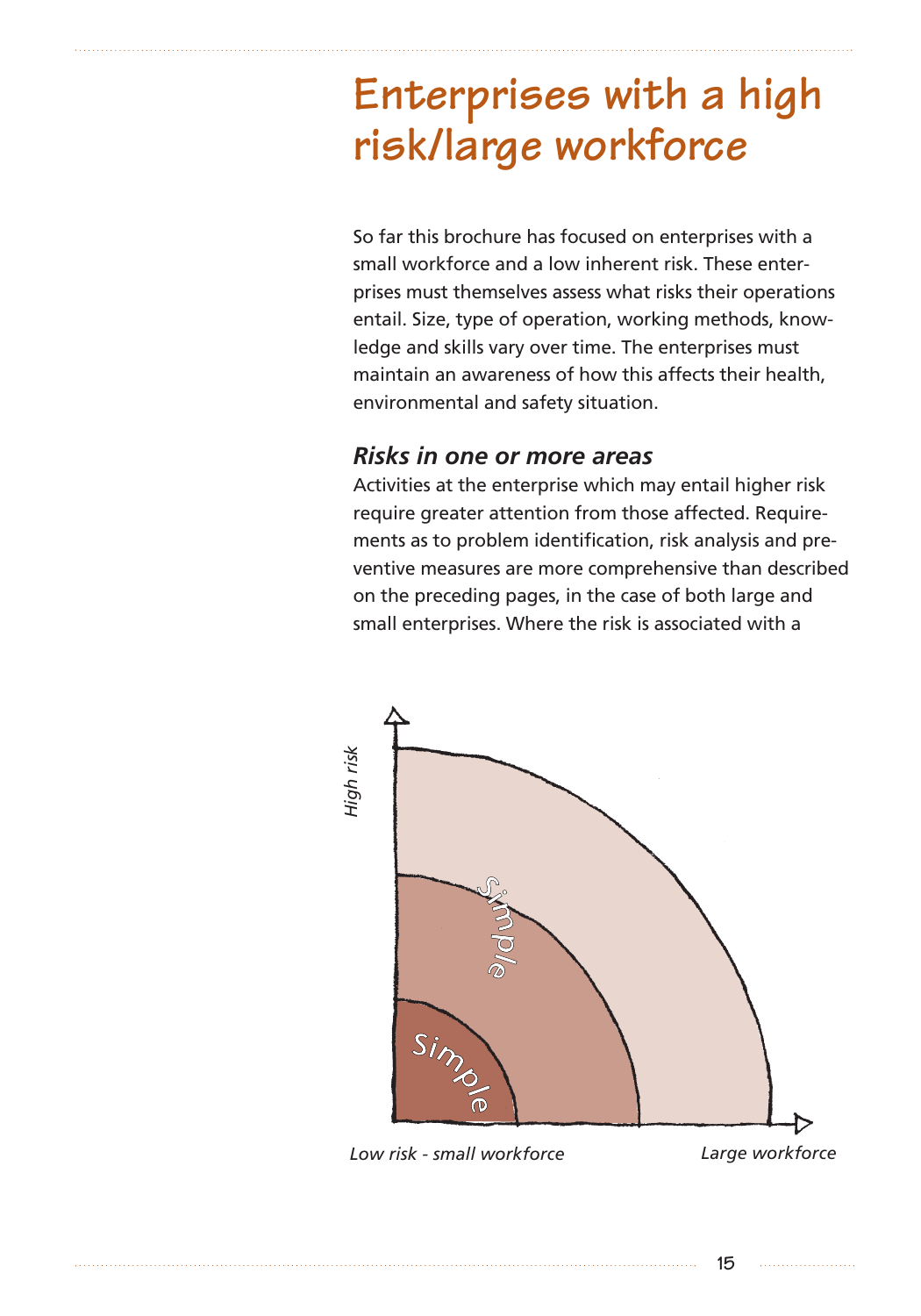# Enterprises with a high risk/large workforce

So far this brochure has focused on enterprises with a small workforce and a low inherent risk. These enterprises must themselves assess what risks their operations entail. Size, type of operation, working methods, knowledge and skills vary over time. The enterprises must maintain an awareness of how this affects their health, environmental and safety situation.

### *Risks in one or more areas*

Activities at the enterprise which may entail higher risk require greater attention from those affected. Requirements as to problem identification, risk analysis and preventive measures are more comprehensive than described on the preceding pages, in the case of both large and small enterprises. Where the risk is associated with a

*High risk*

Simple

Simple

*Low risk - small workforce*

*Large workforce*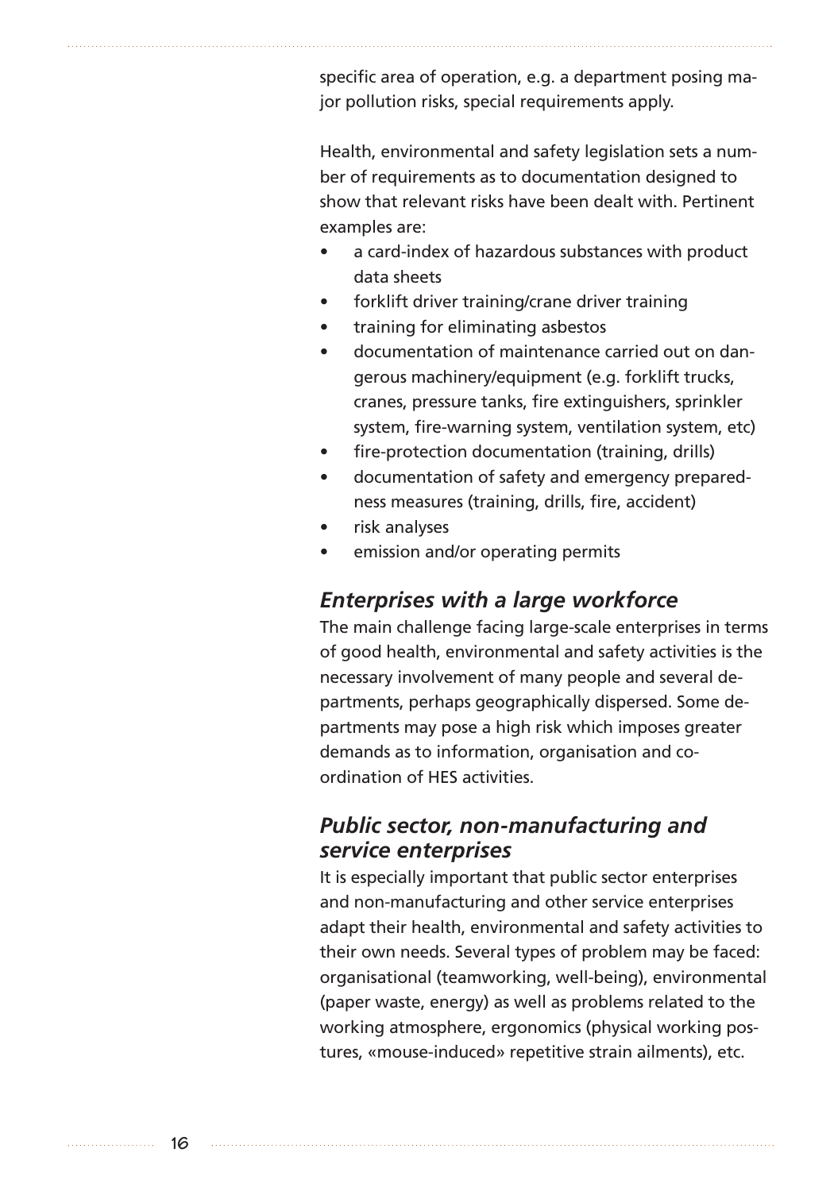specific area of operation, e.g. a department posing major pollution risks, special requirements apply.

Health, environmental and safety legislation sets a number of requirements as to documentation designed to show that relevant risks have been dealt with. Pertinent examples are:

- a card-index of hazardous substances with product data sheets
- forklift driver training/crane driver training
- training for eliminating asbestos
- documentation of maintenance carried out on dangerous machinery/equipment (e.g. forklift trucks, cranes, pressure tanks, fire extinguishers, sprinkler system, fire-warning system, ventilation system, etc)
- fire-protection documentation (training, drills)
- documentation of safety and emergency preparedness measures (training, drills, fire, accident)
- risk analyses
- emission and/or operating permits

### *Enterprises with a large workforce*

The main challenge facing large-scale enterprises in terms of good health, environmental and safety activities is the necessary involvement of many people and several departments, perhaps geographically dispersed. Some departments may pose a high risk which imposes greater demands as to information, organisation and co-ordination of HES activities.

### *Public sector, non-manufacturing and service enterprises*

It is especially important that public sector enterprises and non-manufacturing and other service enterprises adapt their health, environmental and safety activities to their own needs. Several types of problem may be faced: organisational (teamworking, well-being), environmental (paper waste, energy) as well as problems related to the working atmosphere, ergonomics (physical working postures, «mouse-induced» repetitive strain ailments), etc.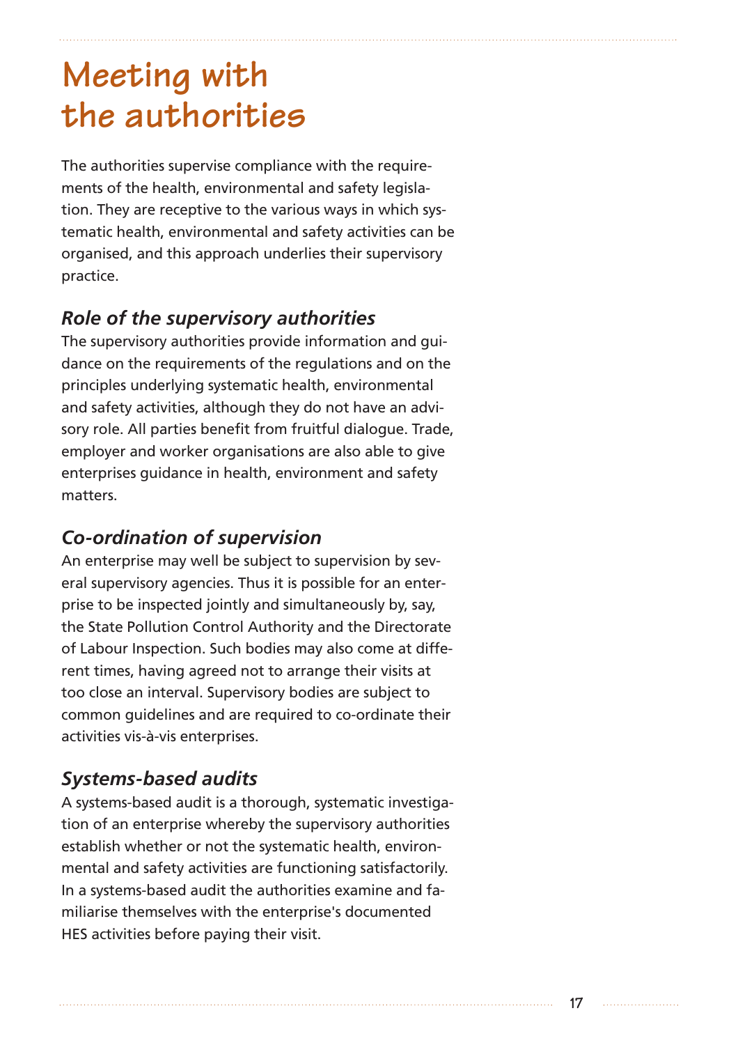# Meeting with the authorities

The authorities supervise compliance with the requirements of the health, environmental and safety legislation. They are receptive to the various ways in which systematic health, environmental and safety activities can be organised, and this approach underlies their supervisory practice.

## *Role of the supervisory authorities*

The supervisory authorities provide information and guidance on the requirements of the regulations and on the principles underlying systematic health, environmental and safety activities, although they do not have an advisory role. All parties benefit from fruitful dialogue. Trade, employer and worker organisations are also able to give enterprises guidance in health, environment and safety matters.

## *Co-ordination of supervision*

An enterprise may well be subject to supervision by several supervisory agencies. Thus it is possible for an enterprise to be inspected jointly and simultaneously by, say, the State Pollution Control Authority and the Directorate of Labour Inspection. Such bodies may also come at different times, having agreed not to arrange their visits at too close an interval. Supervisory bodies are subject to common guidelines and are required to co-ordinate their activities vis-à-vis enterprises.

## *Systems-based audits*

A systems-based audit is a thorough, systematic investigation of an enterprise whereby the supervisory authorities establish whether or not the systematic health, environmental and safety activities are functioning satisfactorily. In a systems-based audit the authorities examine and familiarise themselves with the enterprise's documented HES activities before paying their visit.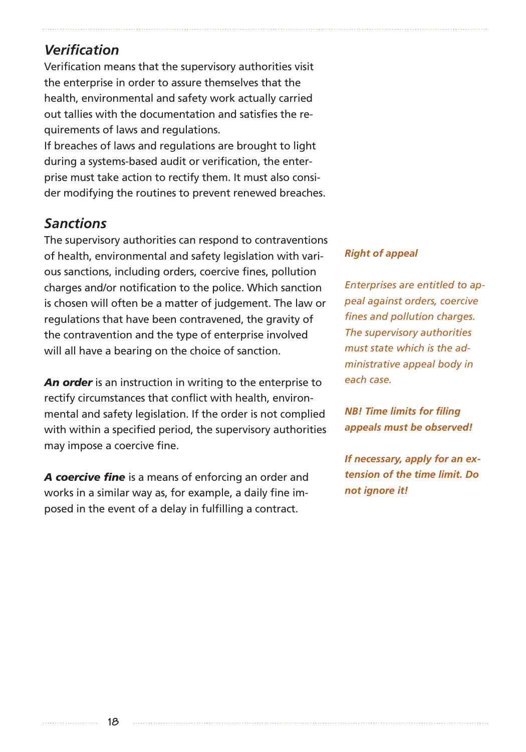## *Verification*

Verification means that the supervisory authorities visit the enterprise in order to assure themselves that the health, environmental and safety work actually carried out tallies with the documentation and satisfies the requirements of laws and regulations.

If breaches of laws and regulations are brought to light during a systems-based audit or verification, the enterprise must take action to rectify them. It must also consider modifying the routines to prevent renewed breaches.

## *Sanctions*

The supervisory authorities can respond to contraventions of health, environmental and safety legislation with various sanctions, including orders, coercive fines, pollution charges and/or notification to the police. Which sanction is chosen will often be a matter of judgement. The law or regulations that have been contravened, the gravity of the contravention and the type of enterprise involved will all have a bearing on the choice of sanction.

***An order*** is an instruction in writing to the enterprise to rectify circumstances that conflict with health, environmental and safety legislation. If the order is not complied with within a specified period, the supervisory authorities may impose a coercive fine.

***A coercive fine*** is a means of enforcing an order and works in a similar way as, for example, a daily fine imposed in the event of a delay in fulfilling a contract.

***Right of appeal***

*Enterprises are entitled to appeal against orders, coercive fines and pollution charges. The supervisory authorities must state which is the administrative appeal body in each case.*

***NB! Time limits for filing appeals must be observed!***

***If necessary, apply for an extension of the time limit. Do not ignore it!***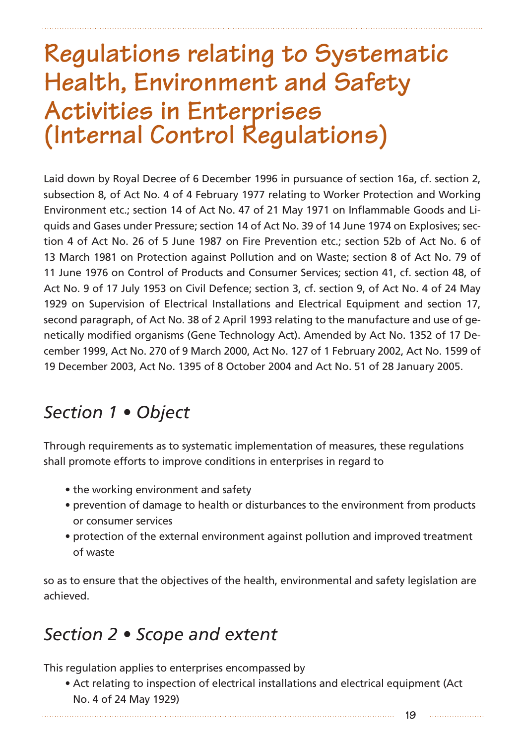# Regulations relating to Systematic Health, Environment and Safety Activities in Enterprises (Internal Control Regulations)

Laid down by Royal Decree of 6 December 1996 in pursuance of section 16a, cf. section 2, subsection 8, of Act No. 4 of 4 February 1977 relating to Worker Protection and Working Environment etc.; section 14 of Act No. 47 of 21 May 1971 on Inflammable Goods and Liquids and Gases under Pressure; section 14 of Act No. 39 of 14 June 1974 on Explosives; section 4 of Act No. 26 of 5 June 1987 on Fire Prevention etc.; section 52b of Act No. 6 of 13 March 1981 on Protection against Pollution and on Waste; section 8 of Act No. 79 of 11 June 1976 on Control of Products and Consumer Services; section 41, cf. section 48, of Act No. 9 of 17 July 1953 on Civil Defence; section 3, cf. section 9, of Act No. 4 of 24 May 1929 on Supervision of Electrical Installations and Electrical Equipment and section 17, second paragraph, of Act No. 38 of 2 April 1993 relating to the manufacture and use of genetically modified organisms (Gene Technology Act). Amended by Act No. 1352 of 17 December 1999, Act No. 270 of 9 March 2000, Act No. 127 of 1 February 2002, Act No. 1599 of 19 December 2003, Act No. 1395 of 8 October 2004 and Act No. 51 of 28 January 2005.

## *Section 1 • Object*

Through requirements as to systematic implementation of measures, these regulations shall promote efforts to improve conditions in enterprises in regard to

- the working environment and safety
- prevention of damage to health or disturbances to the environment from products or consumer services
- protection of the external environment against pollution and improved treatment of waste

so as to ensure that the objectives of the health, environmental and safety legislation are achieved.

## *Section 2 • Scope and extent*

This regulation applies to enterprises encompassed by

- Act relating to inspection of electrical installations and electrical equipment (Act No. 4 of 24 May 1929)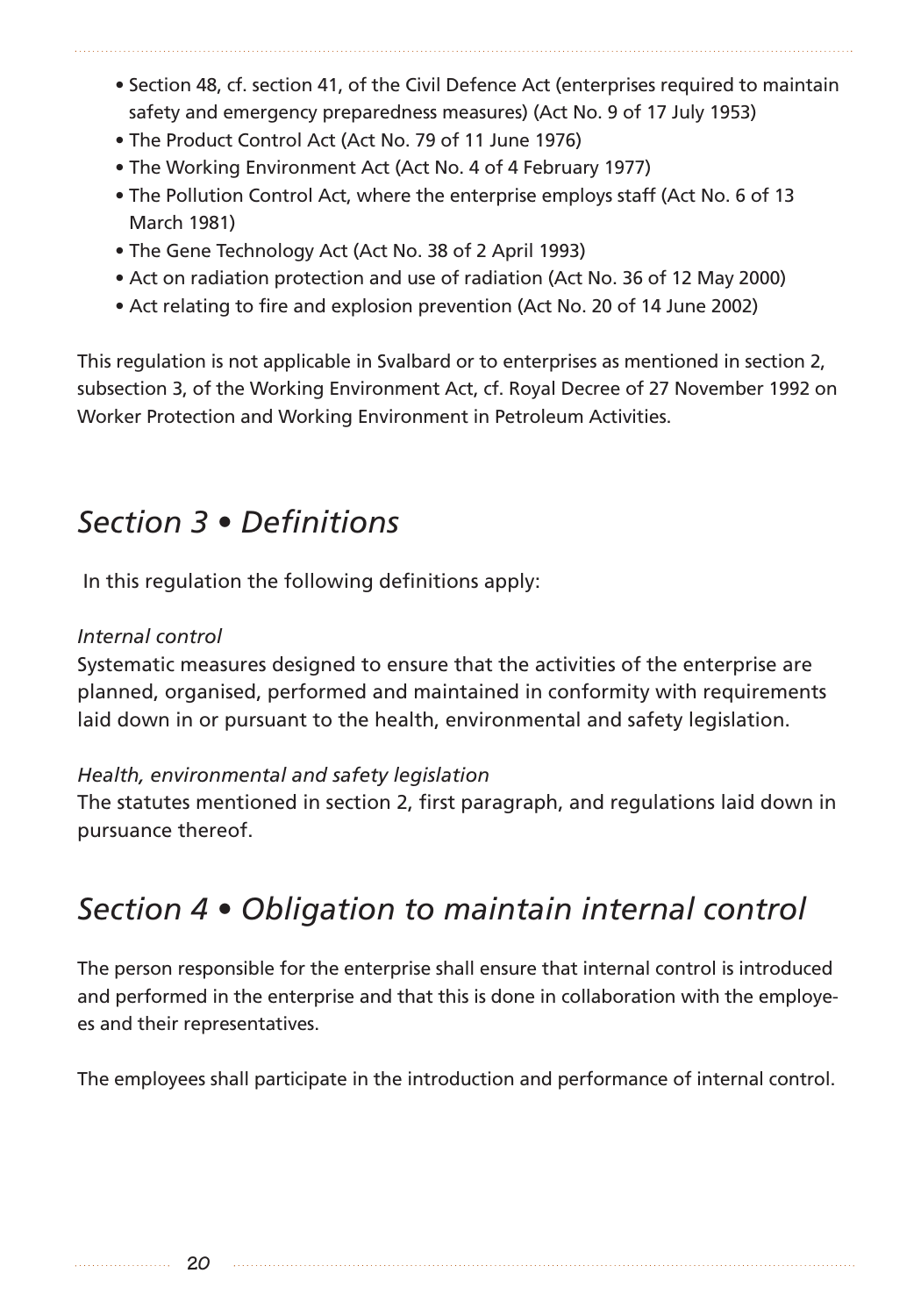- Section 48, cf. section 41, of the Civil Defence Act (enterprises required to maintain safety and emergency preparedness measures) (Act No. 9 of 17 July 1953)
- The Product Control Act (Act No. 79 of 11 June 1976)
- The Working Environment Act (Act No. 4 of 4 February 1977)
- The Pollution Control Act, where the enterprise employs staff (Act No. 6 of 13 March 1981)
- The Gene Technology Act (Act No. 38 of 2 April 1993)
- Act on radiation protection and use of radiation (Act No. 36 of 12 May 2000)
- Act relating to fire and explosion prevention (Act No. 20 of 14 June 2002)

This regulation is not applicable in Svalbard or to enterprises as mentioned in section 2, subsection 3, of the Working Environment Act, cf. Royal Decree of 27 November 1992 on Worker Protection and Working Environment in Petroleum Activities.

## *Section 3 • Definitions*

In this regulation the following definitions apply:

*Internal control*
Systematic measures designed to ensure that the activities of the enterprise are planned, organised, performed and maintained in conformity with requirements laid down in or pursuant to the health, environmental and safety legislation.

*Health, environmental and safety legislation*
The statutes mentioned in section 2, first paragraph, and regulations laid down in pursuance thereof.

## *Section 4 • Obligation to maintain internal control*

The person responsible for the enterprise shall ensure that internal control is introduced and performed in the enterprise and that this is done in collaboration with the employees and their representatives.

The employees shall participate in the introduction and performance of internal control.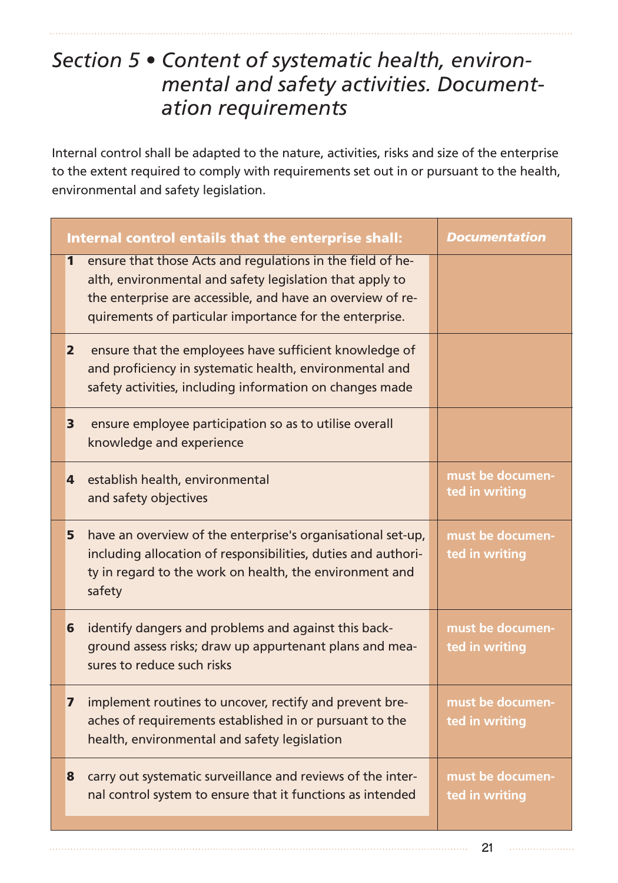# *Section 5 • Content of systematic health, environmental and safety activities. Documentation requirements*

Internal control shall be adapted to the nature, activities, risks and size of the enterprise to the extent required to comply with requirements set out in or pursuant to the health, environmental and safety legislation.

| | Internal control entails that the enterprise shall: | *Documentation* |
|---|---|---|
| **1** | ensure that those Acts and regulations in the field of health, environmental and safety legislation that apply to the enterprise are accessible, and have an overview of requirements of particular importance for the enterprise. | |
| **2** | ensure that the employees have sufficient knowledge of and proficiency in systematic health, environmental and safety activities, including information on changes made | |
| **3** | ensure employee participation so as to utilise overall knowledge and experience | |
| **4** | establish health, environmental and safety objectives | **must be documented in writing** |
| **5** | have an overview of the enterprise's organisational set-up, including allocation of responsibilities, duties and authority in regard to the work on health, the environment and safety | **must be documented in writing** |
| **6** | identify dangers and problems and against this background assess risks; draw up appurtenant plans and measures to reduce such risks | **must be documented in writing** |
| **7** | implement routines to uncover, rectify and prevent breaches of requirements established in or pursuant to the health, environmental and safety legislation | **must be documented in writing** |
| **8** | carry out systematic surveillance and reviews of the internal control system to ensure that it functions as intended | **must be documented in writing** |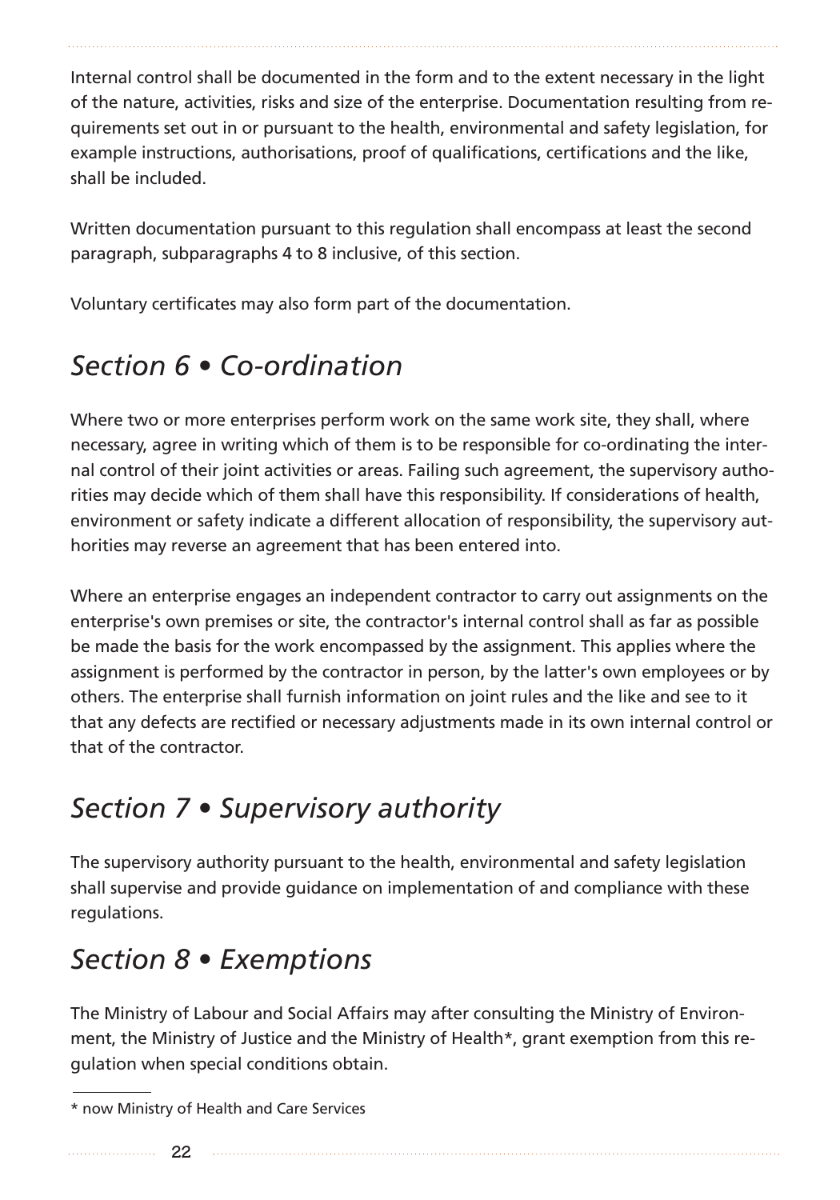Internal control shall be documented in the form and to the extent necessary in the light of the nature, activities, risks and size of the enterprise. Documentation resulting from requirements set out in or pursuant to the health, environmental and safety legislation, for example instructions, authorisations, proof of qualifications, certifications and the like, shall be included.

Written documentation pursuant to this regulation shall encompass at least the second paragraph, subparagraphs 4 to 8 inclusive, of this section.

Voluntary certificates may also form part of the documentation.

## *Section 6 • Co-ordination*

Where two or more enterprises perform work on the same work site, they shall, where necessary, agree in writing which of them is to be responsible for co-ordinating the internal control of their joint activities or areas. Failing such agreement, the supervisory authorities may decide which of them shall have this responsibility. If considerations of health, environment or safety indicate a different allocation of responsibility, the supervisory authorities may reverse an agreement that has been entered into.

Where an enterprise engages an independent contractor to carry out assignments on the enterprise's own premises or site, the contractor's internal control shall as far as possible be made the basis for the work encompassed by the assignment. This applies where the assignment is performed by the contractor in person, by the latter's own employees or by others. The enterprise shall furnish information on joint rules and the like and see to it that any defects are rectified or necessary adjustments made in its own internal control or that of the contractor.

## *Section 7 • Supervisory authority*

The supervisory authority pursuant to the health, environmental and safety legislation shall supervise and provide guidance on implementation of and compliance with these regulations.

## *Section 8 • Exemptions*

The Ministry of Labour and Social Affairs may after consulting the Ministry of Environment, the Ministry of Justice and the Ministry of Health*, grant exemption from this regulation when special conditions obtain.

---

* now Ministry of Health and Care Services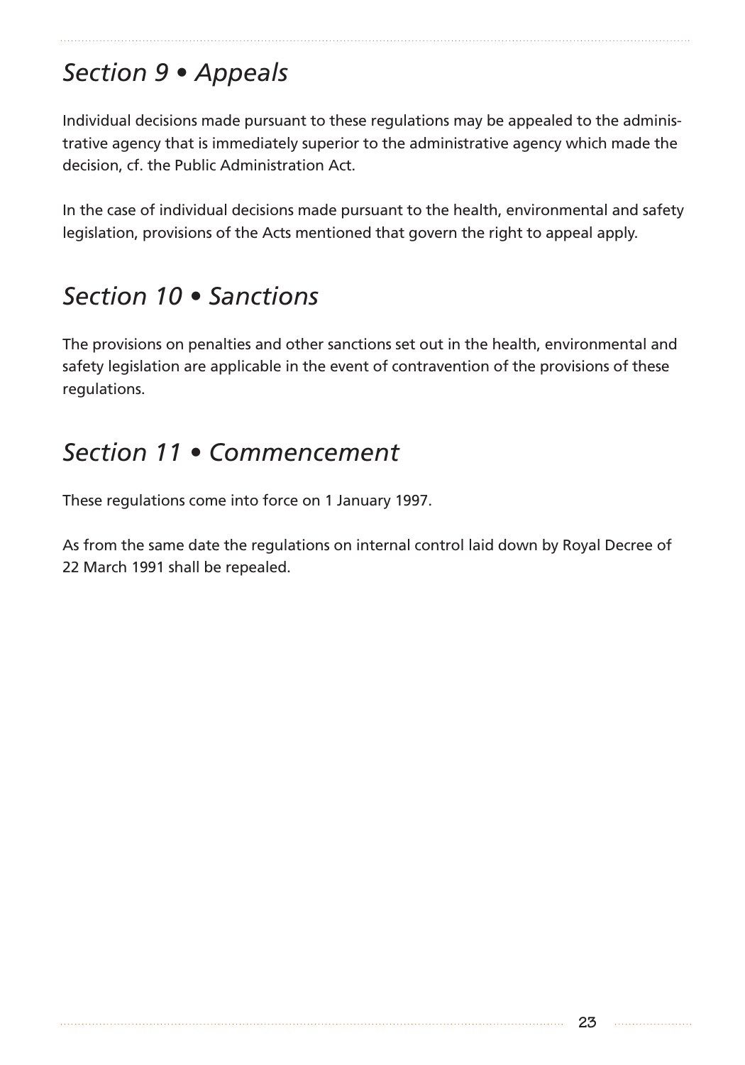## *Section 9 • Appeals*

Individual decisions made pursuant to these regulations may be appealed to the administrative agency that is immediately superior to the administrative agency which made the decision, cf. the Public Administration Act.

In the case of individual decisions made pursuant to the health, environmental and safety legislation, provisions of the Acts mentioned that govern the right to appeal apply.

## *Section 10 • Sanctions*

The provisions on penalties and other sanctions set out in the health, environmental and safety legislation are applicable in the event of contravention of the provisions of these regulations.

## *Section 11 • Commencement*

These regulations come into force on 1 January 1997.

As from the same date the regulations on internal control laid down by Royal Decree of 22 March 1991 shall be repealed.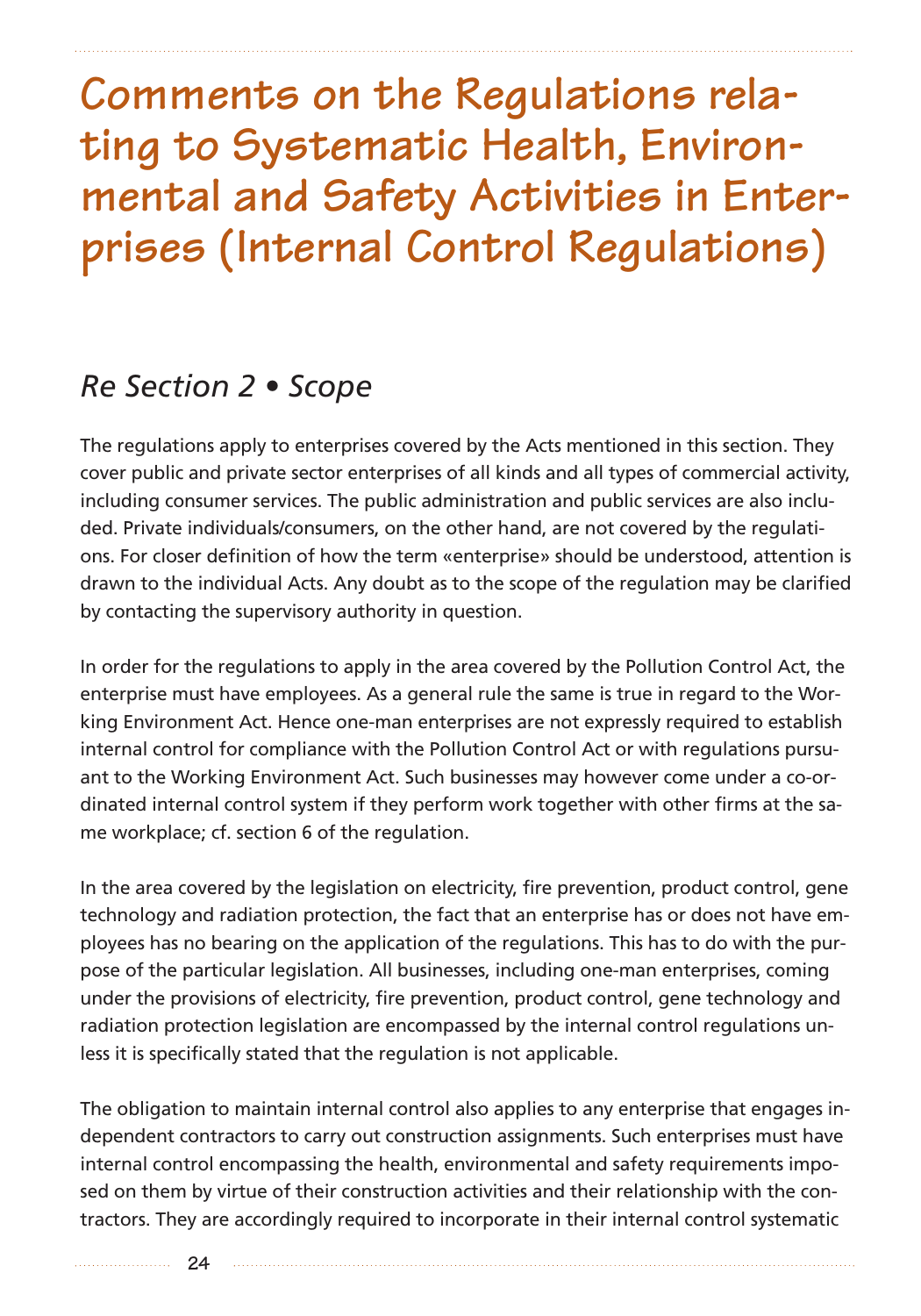# Comments on the Regulations relating to Systematic Health, Environmental and Safety Activities in Enterprises (Internal Control Regulations)

## *Re Section 2 • Scope*

The regulations apply to enterprises covered by the Acts mentioned in this section. They cover public and private sector enterprises of all kinds and all types of commercial activity, including consumer services. The public administration and public services are also included. Private individuals/consumers, on the other hand, are not covered by the regulations. For closer definition of how the term «enterprise» should be understood, attention is drawn to the individual Acts. Any doubt as to the scope of the regulation may be clarified by contacting the supervisory authority in question.

In order for the regulations to apply in the area covered by the Pollution Control Act, the enterprise must have employees. As a general rule the same is true in regard to the Working Environment Act. Hence one-man enterprises are not expressly required to establish internal control for compliance with the Pollution Control Act or with regulations pursuant to the Working Environment Act. Such businesses may however come under a co-ordinated internal control system if they perform work together with other firms at the same workplace; cf. section 6 of the regulation.

In the area covered by the legislation on electricity, fire prevention, product control, gene technology and radiation protection, the fact that an enterprise has or does not have employees has no bearing on the application of the regulations. This has to do with the purpose of the particular legislation. All businesses, including one-man enterprises, coming under the provisions of electricity, fire prevention, product control, gene technology and radiation protection legislation are encompassed by the internal control regulations unless it is specifically stated that the regulation is not applicable.

The obligation to maintain internal control also applies to any enterprise that engages independent contractors to carry out construction assignments. Such enterprises must have internal control encompassing the health, environmental and safety requirements imposed on them by virtue of their construction activities and their relationship with the contractors. They are accordingly required to incorporate in their internal control systematic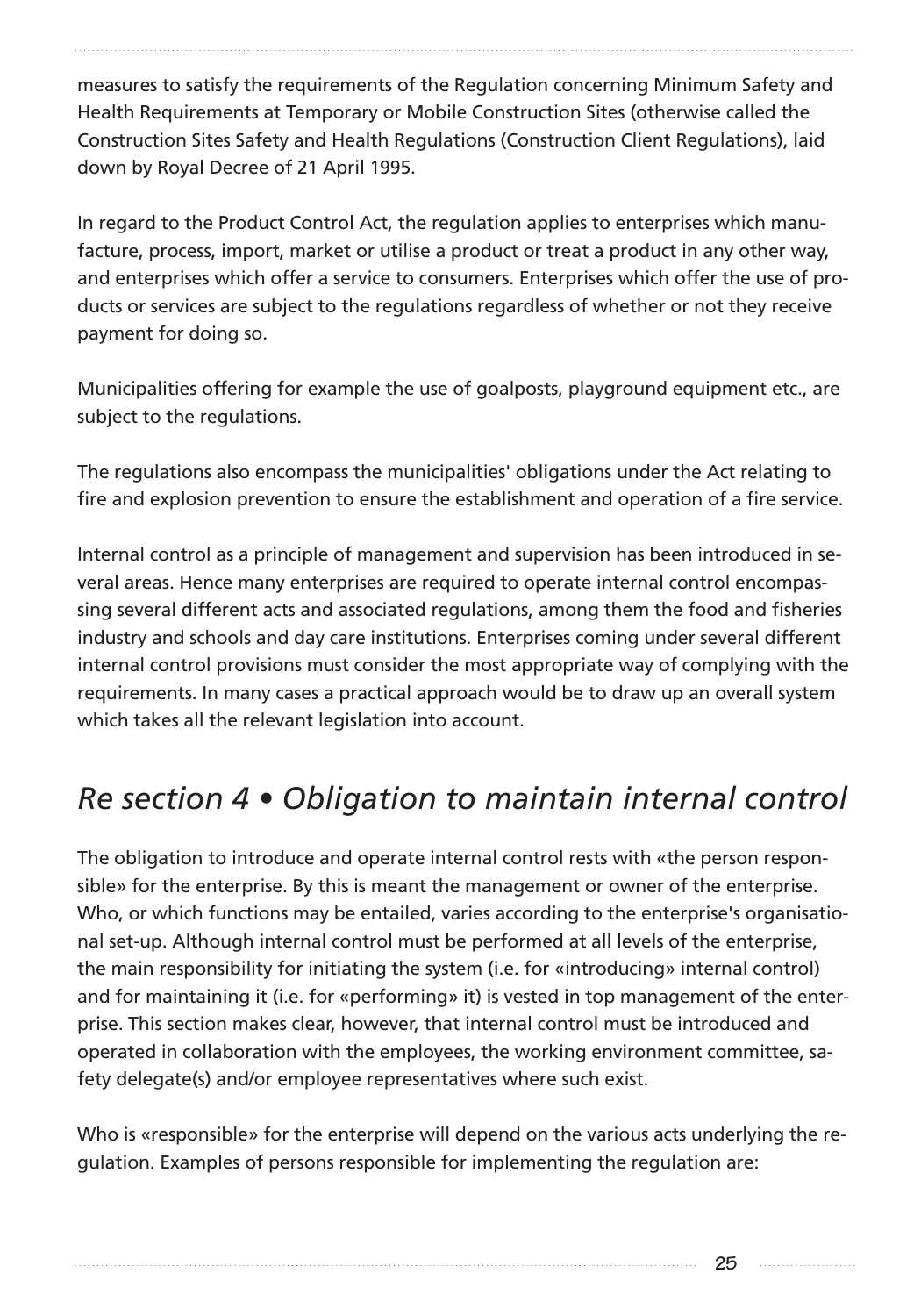measures to satisfy the requirements of the Regulation concerning Minimum Safety and Health Requirements at Temporary or Mobile Construction Sites (otherwise called the Construction Sites Safety and Health Regulations (Construction Client Regulations), laid down by Royal Decree of 21 April 1995.

In regard to the Product Control Act, the regulation applies to enterprises which manufacture, process, import, market or utilise a product or treat a product in any other way, and enterprises which offer a service to consumers. Enterprises which offer the use of products or services are subject to the regulations regardless of whether or not they receive payment for doing so.

Municipalities offering for example the use of goalposts, playground equipment etc., are subject to the regulations.

The regulations also encompass the municipalities' obligations under the Act relating to fire and explosion prevention to ensure the establishment and operation of a fire service.

Internal control as a principle of management and supervision has been introduced in several areas. Hence many enterprises are required to operate internal control encompassing several different acts and associated regulations, among them the food and fisheries industry and schools and day care institutions. Enterprises coming under several different internal control provisions must consider the most appropriate way of complying with the requirements. In many cases a practical approach would be to draw up an overall system which takes all the relevant legislation into account.

## *Re section 4 • Obligation to maintain internal control*

The obligation to introduce and operate internal control rests with «the person responsible» for the enterprise. By this is meant the management or owner of the enterprise. Who, or which functions may be entailed, varies according to the enterprise's organisational set-up. Although internal control must be performed at all levels of the enterprise, the main responsibility for initiating the system (i.e. for «introducing» internal control) and for maintaining it (i.e. for «performing» it) is vested in top management of the enterprise. This section makes clear, however, that internal control must be introduced and operated in collaboration with the employees, the working environment committee, safety delegate(s) and/or employee representatives where such exist.

Who is «responsible» for the enterprise will depend on the various acts underlying the regulation. Examples of persons responsible for implementing the regulation are: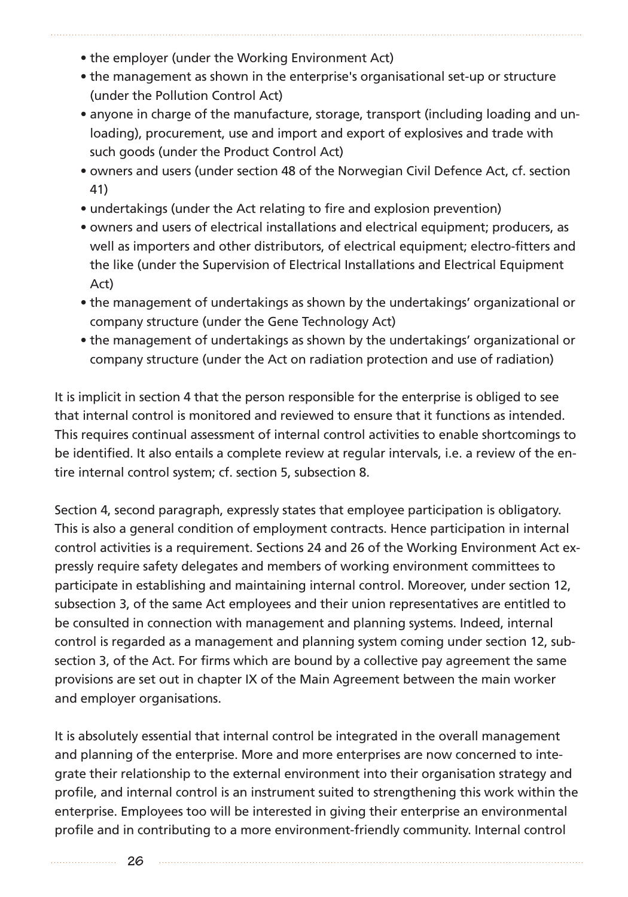- the employer (under the Working Environment Act)
- the management as shown in the enterprise's organisational set-up or structure (under the Pollution Control Act)
- anyone in charge of the manufacture, storage, transport (including loading and unloading), procurement, use and import and export of explosives and trade with such goods (under the Product Control Act)
- owners and users (under section 48 of the Norwegian Civil Defence Act, cf. section 41)
- undertakings (under the Act relating to fire and explosion prevention)
- owners and users of electrical installations and electrical equipment; producers, as well as importers and other distributors, of electrical equipment; electro-fitters and the like (under the Supervision of Electrical Installations and Electrical Equipment Act)
- the management of undertakings as shown by the undertakings' organizational or company structure (under the Gene Technology Act)
- the management of undertakings as shown by the undertakings' organizational or company structure (under the Act on radiation protection and use of radiation)

It is implicit in section 4 that the person responsible for the enterprise is obliged to see that internal control is monitored and reviewed to ensure that it functions as intended. This requires continual assessment of internal control activities to enable shortcomings to be identified. It also entails a complete review at regular intervals, i.e. a review of the entire internal control system; cf. section 5, subsection 8.

Section 4, second paragraph, expressly states that employee participation is obligatory. This is also a general condition of employment contracts. Hence participation in internal control activities is a requirement. Sections 24 and 26 of the Working Environment Act expressly require safety delegates and members of working environment committees to participate in establishing and maintaining internal control. Moreover, under section 12, subsection 3, of the same Act employees and their union representatives are entitled to be consulted in connection with management and planning systems. Indeed, internal control is regarded as a management and planning system coming under section 12, subsection 3, of the Act. For firms which are bound by a collective pay agreement the same provisions are set out in chapter IX of the Main Agreement between the main worker and employer organisations.

It is absolutely essential that internal control be integrated in the overall management and planning of the enterprise. More and more enterprises are now concerned to integrate their relationship to the external environment into their organisation strategy and profile, and internal control is an instrument suited to strengthening this work within the enterprise. Employees too will be interested in giving their enterprise an environmental profile and in contributing to a more environment-friendly community. Internal control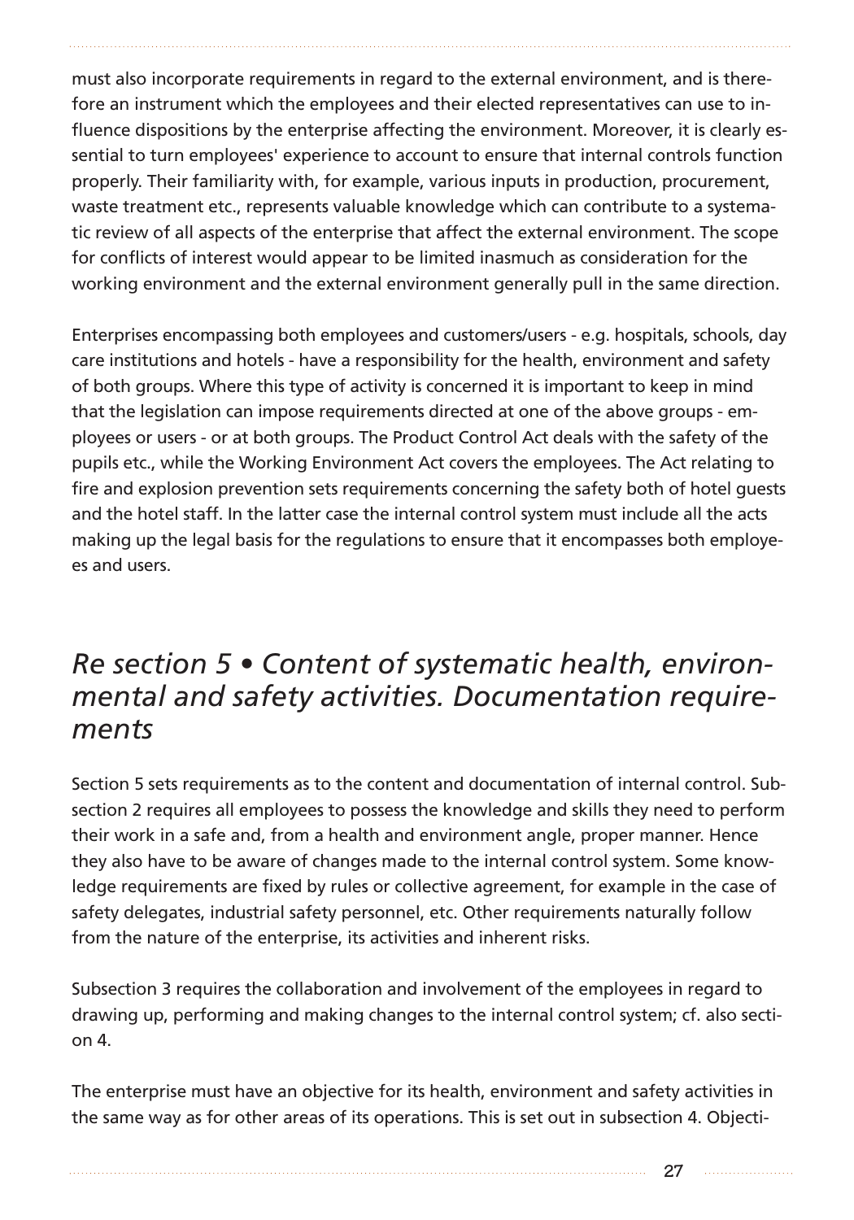must also incorporate requirements in regard to the external environment, and is therefore an instrument which the employees and their elected representatives can use to influence dispositions by the enterprise affecting the environment. Moreover, it is clearly essential to turn employees' experience to account to ensure that internal controls function properly. Their familiarity with, for example, various inputs in production, procurement, waste treatment etc., represents valuable knowledge which can contribute to a systematic review of all aspects of the enterprise that affect the external environment. The scope for conflicts of interest would appear to be limited inasmuch as consideration for the working environment and the external environment generally pull in the same direction.

Enterprises encompassing both employees and customers/users - e.g. hospitals, schools, day care institutions and hotels - have a responsibility for the health, environment and safety of both groups. Where this type of activity is concerned it is important to keep in mind that the legislation can impose requirements directed at one of the above groups - employees or users - or at both groups. The Product Control Act deals with the safety of the pupils etc., while the Working Environment Act covers the employees. The Act relating to fire and explosion prevention sets requirements concerning the safety both of hotel guests and the hotel staff. In the latter case the internal control system must include all the acts making up the legal basis for the regulations to ensure that it encompasses both employees and users.

## *Re section 5 • Content of systematic health, environmental and safety activities. Documentation requirements*

Section 5 sets requirements as to the content and documentation of internal control. Subsection 2 requires all employees to possess the knowledge and skills they need to perform their work in a safe and, from a health and environment angle, proper manner. Hence they also have to be aware of changes made to the internal control system. Some knowledge requirements are fixed by rules or collective agreement, for example in the case of safety delegates, industrial safety personnel, etc. Other requirements naturally follow from the nature of the enterprise, its activities and inherent risks.

Subsection 3 requires the collaboration and involvement of the employees in regard to drawing up, performing and making changes to the internal control system; cf. also section 4.

The enterprise must have an objective for its health, environment and safety activities in the same way as for other areas of its operations. This is set out in subsection 4. Objecti-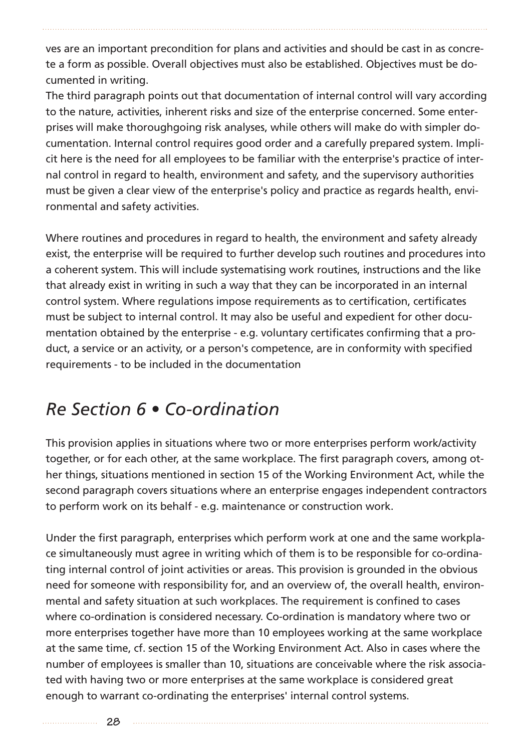ves are an important precondition for plans and activities and should be cast in as concrete a form as possible. Overall objectives must also be established. Objectives must be documented in writing.
The third paragraph points out that documentation of internal control will vary according to the nature, activities, inherent risks and size of the enterprise concerned. Some enterprises will make thoroughgoing risk analyses, while others will make do with simpler documentation. Internal control requires good order and a carefully prepared system. Implicit here is the need for all employees to be familiar with the enterprise's practice of internal control in regard to health, environment and safety, and the supervisory authorities must be given a clear view of the enterprise's policy and practice as regards health, environmental and safety activities.

Where routines and procedures in regard to health, the environment and safety already exist, the enterprise will be required to further develop such routines and procedures into a coherent system. This will include systematising work routines, instructions and the like that already exist in writing in such a way that they can be incorporated in an internal control system. Where regulations impose requirements as to certification, certificates must be subject to internal control. It may also be useful and expedient for other documentation obtained by the enterprise - e.g. voluntary certificates confirming that a product, a service or an activity, or a person's competence, are in conformity with specified requirements - to be included in the documentation

## *Re Section 6 • Co-ordination*

This provision applies in situations where two or more enterprises perform work/activity together, or for each other, at the same workplace. The first paragraph covers, among other things, situations mentioned in section 15 of the Working Environment Act, while the second paragraph covers situations where an enterprise engages independent contractors to perform work on its behalf - e.g. maintenance or construction work.

Under the first paragraph, enterprises which perform work at one and the same workplace simultaneously must agree in writing which of them is to be responsible for co-ordinating internal control of joint activities or areas. This provision is grounded in the obvious need for someone with responsibility for, and an overview of, the overall health, environmental and safety situation at such workplaces. The requirement is confined to cases where co-ordination is considered necessary. Co-ordination is mandatory where two or more enterprises together have more than 10 employees working at the same workplace at the same time, cf. section 15 of the Working Environment Act. Also in cases where the number of employees is smaller than 10, situations are conceivable where the risk associated with having two or more enterprises at the same workplace is considered great enough to warrant co-ordinating the enterprises' internal control systems.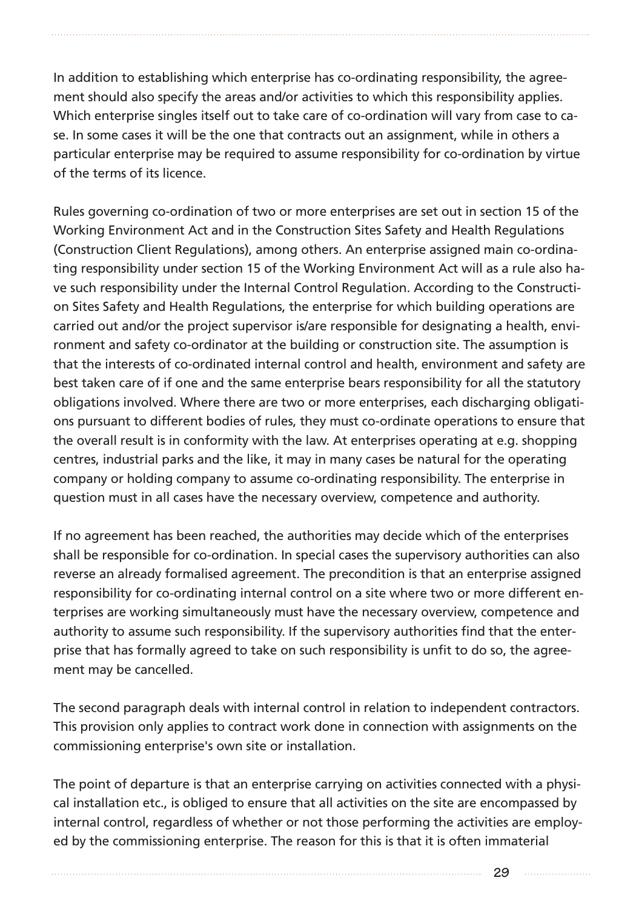In addition to establishing which enterprise has co-ordinating responsibility, the agreement should also specify the areas and/or activities to which this responsibility applies. Which enterprise singles itself out to take care of co-ordination will vary from case to case. In some cases it will be the one that contracts out an assignment, while in others a particular enterprise may be required to assume responsibility for co-ordination by virtue of the terms of its licence.

Rules governing co-ordination of two or more enterprises are set out in section 15 of the Working Environment Act and in the Construction Sites Safety and Health Regulations (Construction Client Regulations), among others. An enterprise assigned main co-ordinating responsibility under section 15 of the Working Environment Act will as a rule also have such responsibility under the Internal Control Regulation. According to the Construction Sites Safety and Health Regulations, the enterprise for which building operations are carried out and/or the project supervisor is/are responsible for designating a health, environment and safety co-ordinator at the building or construction site. The assumption is that the interests of co-ordinated internal control and health, environment and safety are best taken care of if one and the same enterprise bears responsibility for all the statutory obligations involved. Where there are two or more enterprises, each discharging obligations pursuant to different bodies of rules, they must co-ordinate operations to ensure that the overall result is in conformity with the law. At enterprises operating at e.g. shopping centres, industrial parks and the like, it may in many cases be natural for the operating company or holding company to assume co-ordinating responsibility. The enterprise in question must in all cases have the necessary overview, competence and authority.

If no agreement has been reached, the authorities may decide which of the enterprises shall be responsible for co-ordination. In special cases the supervisory authorities can also reverse an already formalised agreement. The precondition is that an enterprise assigned responsibility for co-ordinating internal control on a site where two or more different enterprises are working simultaneously must have the necessary overview, competence and authority to assume such responsibility. If the supervisory authorities find that the enterprise that has formally agreed to take on such responsibility is unfit to do so, the agreement may be cancelled.

The second paragraph deals with internal control in relation to independent contractors. This provision only applies to contract work done in connection with assignments on the commissioning enterprise's own site or installation.

The point of departure is that an enterprise carrying on activities connected with a physical installation etc., is obliged to ensure that all activities on the site are encompassed by internal control, regardless of whether or not those performing the activities are employed by the commissioning enterprise. The reason for this is that it is often immaterial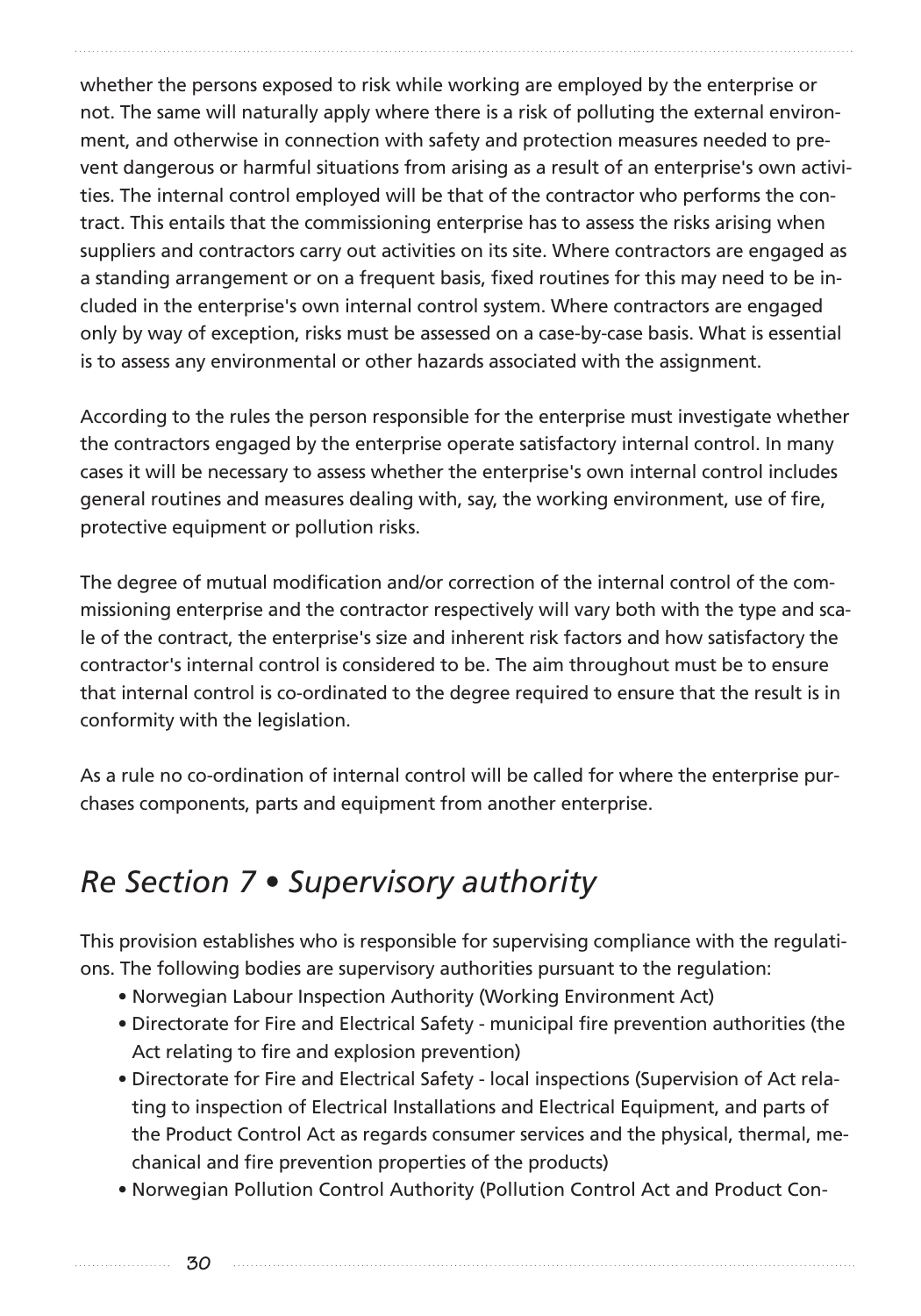whether the persons exposed to risk while working are employed by the enterprise or not. The same will naturally apply where there is a risk of polluting the external environment, and otherwise in connection with safety and protection measures needed to prevent dangerous or harmful situations from arising as a result of an enterprise's own activities. The internal control employed will be that of the contractor who performs the contract. This entails that the commissioning enterprise has to assess the risks arising when suppliers and contractors carry out activities on its site. Where contractors are engaged as a standing arrangement or on a frequent basis, fixed routines for this may need to be included in the enterprise's own internal control system. Where contractors are engaged only by way of exception, risks must be assessed on a case-by-case basis. What is essential is to assess any environmental or other hazards associated with the assignment.

According to the rules the person responsible for the enterprise must investigate whether the contractors engaged by the enterprise operate satisfactory internal control. In many cases it will be necessary to assess whether the enterprise's own internal control includes general routines and measures dealing with, say, the working environment, use of fire, protective equipment or pollution risks.

The degree of mutual modification and/or correction of the internal control of the commissioning enterprise and the contractor respectively will vary both with the type and scale of the contract, the enterprise's size and inherent risk factors and how satisfactory the contractor's internal control is considered to be. The aim throughout must be to ensure that internal control is co-ordinated to the degree required to ensure that the result is in conformity with the legislation.

As a rule no co-ordination of internal control will be called for where the enterprise purchases components, parts and equipment from another enterprise.

## *Re Section 7 • Supervisory authority*

This provision establishes who is responsible for supervising compliance with the regulations. The following bodies are supervisory authorities pursuant to the regulation:

- Norwegian Labour Inspection Authority (Working Environment Act)
- Directorate for Fire and Electrical Safety - municipal fire prevention authorities (the Act relating to fire and explosion prevention)
- Directorate for Fire and Electrical Safety - local inspections (Supervision of Act relating to inspection of Electrical Installations and Electrical Equipment, and parts of the Product Control Act as regards consumer services and the physical, thermal, mechanical and fire prevention properties of the products)
- Norwegian Pollution Control Authority (Pollution Control Act and Product Con-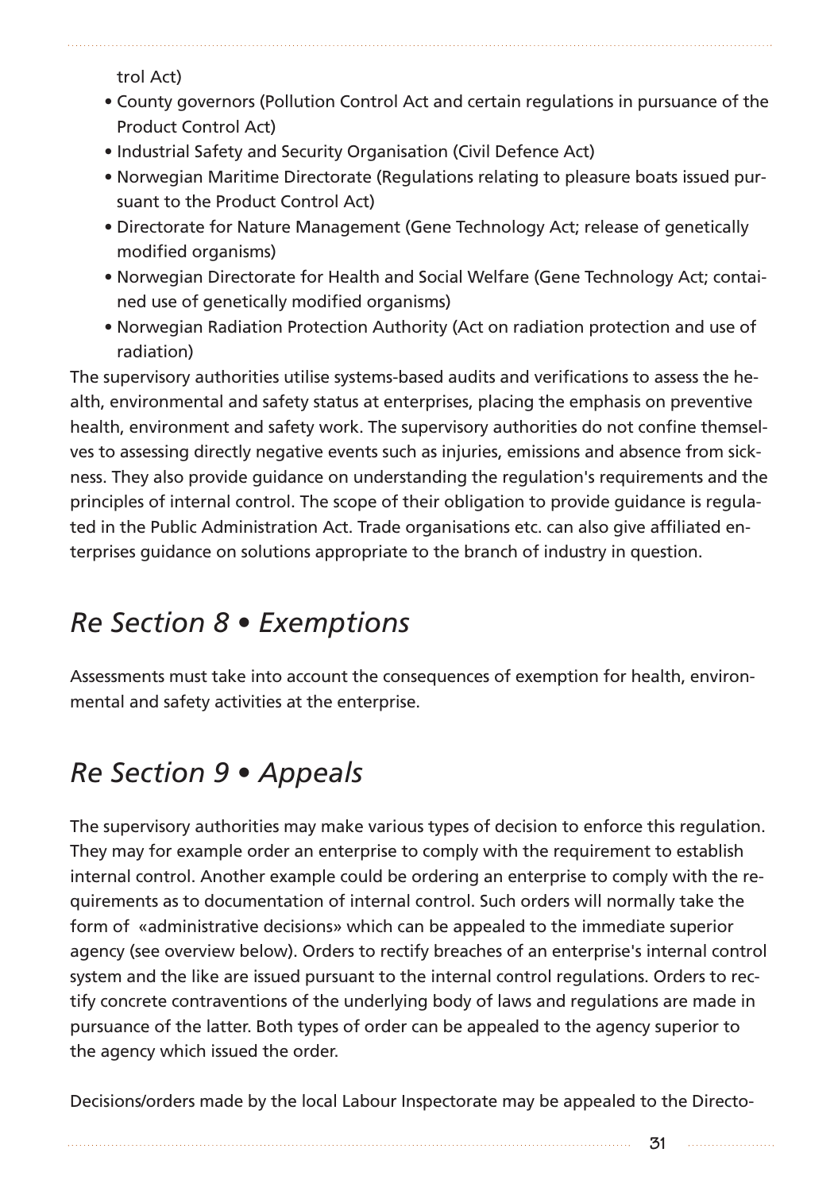trol Act)

- County governors (Pollution Control Act and certain regulations in pursuance of the Product Control Act)
- Industrial Safety and Security Organisation (Civil Defence Act)
- Norwegian Maritime Directorate (Regulations relating to pleasure boats issued pursuant to the Product Control Act)
- Directorate for Nature Management (Gene Technology Act; release of genetically modified organisms)
- Norwegian Directorate for Health and Social Welfare (Gene Technology Act; contained use of genetically modified organisms)
- Norwegian Radiation Protection Authority (Act on radiation protection and use of radiation)

The supervisory authorities utilise systems-based audits and verifications to assess the health, environmental and safety status at enterprises, placing the emphasis on preventive health, environment and safety work. The supervisory authorities do not confine themselves to assessing directly negative events such as injuries, emissions and absence from sickness. They also provide guidance on understanding the regulation's requirements and the principles of internal control. The scope of their obligation to provide guidance is regulated in the Public Administration Act. Trade organisations etc. can also give affiliated enterprises guidance on solutions appropriate to the branch of industry in question.

## *Re Section 8 • Exemptions*

Assessments must take into account the consequences of exemption for health, environmental and safety activities at the enterprise.

## *Re Section 9 • Appeals*

The supervisory authorities may make various types of decision to enforce this regulation. They may for example order an enterprise to comply with the requirement to establish internal control. Another example could be ordering an enterprise to comply with the requirements as to documentation of internal control. Such orders will normally take the form of «administrative decisions» which can be appealed to the immediate superior agency (see overview below). Orders to rectify breaches of an enterprise's internal control system and the like are issued pursuant to the internal control regulations. Orders to rectify concrete contraventions of the underlying body of laws and regulations are made in pursuance of the latter. Both types of order can be appealed to the agency superior to the agency which issued the order.

Decisions/orders made by the local Labour Inspectorate may be appealed to the Directo-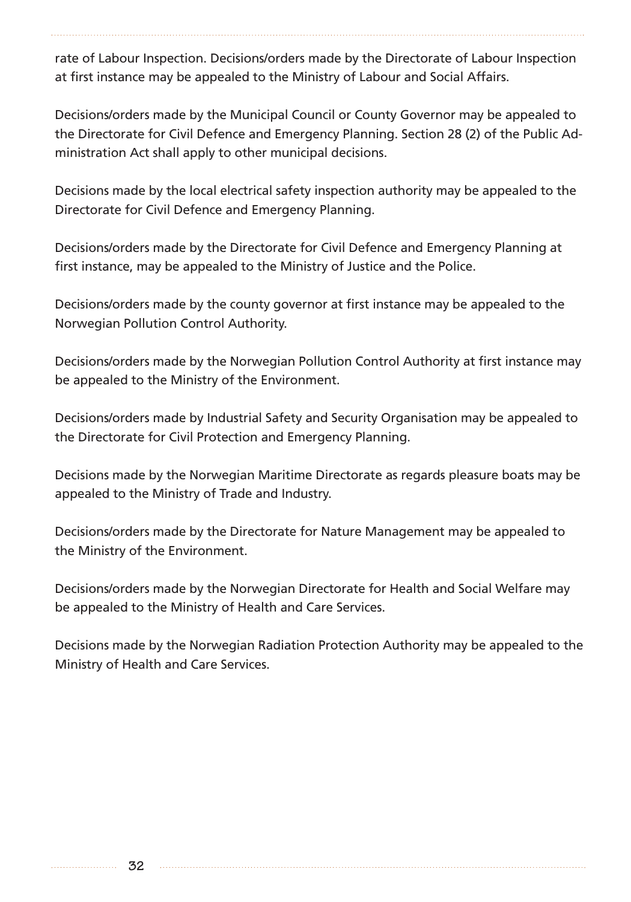rate of Labour Inspection. Decisions/orders made by the Directorate of Labour Inspection at first instance may be appealed to the Ministry of Labour and Social Affairs.

Decisions/orders made by the Municipal Council or County Governor may be appealed to the Directorate for Civil Defence and Emergency Planning. Section 28 (2) of the Public Administration Act shall apply to other municipal decisions.

Decisions made by the local electrical safety inspection authority may be appealed to the Directorate for Civil Defence and Emergency Planning.

Decisions/orders made by the Directorate for Civil Defence and Emergency Planning at first instance, may be appealed to the Ministry of Justice and the Police.

Decisions/orders made by the county governor at first instance may be appealed to the Norwegian Pollution Control Authority.

Decisions/orders made by the Norwegian Pollution Control Authority at first instance may be appealed to the Ministry of the Environment.

Decisions/orders made by Industrial Safety and Security Organisation may be appealed to the Directorate for Civil Protection and Emergency Planning.

Decisions made by the Norwegian Maritime Directorate as regards pleasure boats may be appealed to the Ministry of Trade and Industry.

Decisions/orders made by the Directorate for Nature Management may be appealed to the Ministry of the Environment.

Decisions/orders made by the Norwegian Directorate for Health and Social Welfare may be appealed to the Ministry of Health and Care Services.

Decisions made by the Norwegian Radiation Protection Authority may be appealed to the Ministry of Health and Care Services.